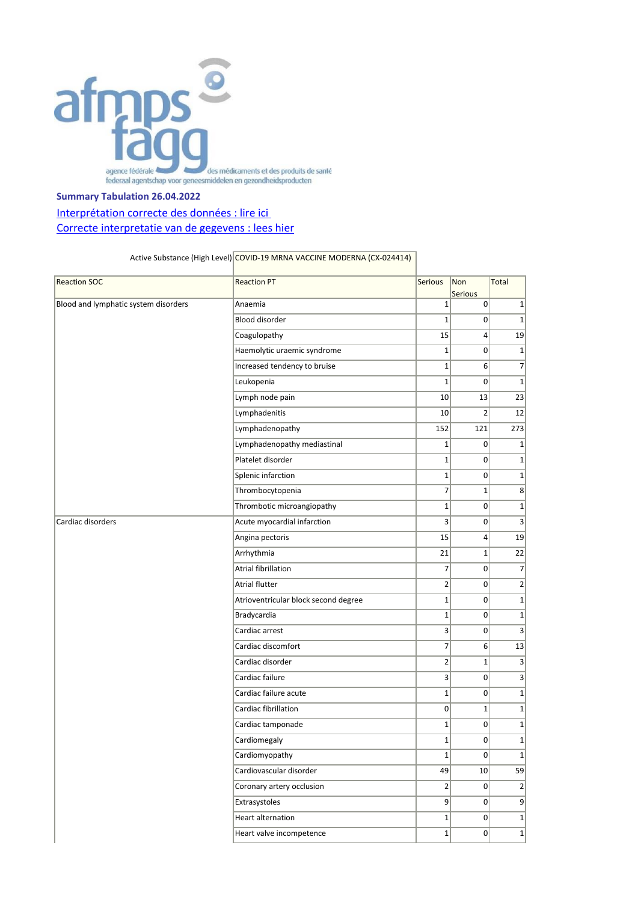agence fédérale des médicaments et des produits de santé
federaal agentschap voor geneesmiddelen en gezondheidsproducten

**Summary Tabulation 26.04.2022**

Interprétation correcte des données : lire ici
Correcte interpretatie van de gegevens : lees hier

Active Substance (High Level) COVID-19 MRNA VACCINE MODERNA (CX-024414)

| Reaction SOC | Reaction PT | Serious | Non Serious | Total |
|---|---|---|---|---|
| Blood and lymphatic system disorders | Anaemia | 1 | 0 | 1 |
| | Blood disorder | 1 | 0 | 1 |
| | Coagulopathy | 15 | 4 | 19 |
| | Haemolytic uraemic syndrome | 1 | 0 | 1 |
| | Increased tendency to bruise | 1 | 6 | 7 |
| | Leukopenia | 1 | 0 | 1 |
| | Lymph node pain | 10 | 13 | 23 |
| | Lymphadenitis | 10 | 2 | 12 |
| | Lymphadenopathy | 152 | 121 | 273 |
| | Lymphadenopathy mediastinal | 1 | 0 | 1 |
| | Platelet disorder | 1 | 0 | 1 |
| | Splenic infarction | 1 | 0 | 1 |
| | Thrombocytopenia | 7 | 1 | 8 |
| | Thrombotic microangiopathy | 1 | 0 | 1 |
| Cardiac disorders | Acute myocardial infarction | 3 | 0 | 3 |
| | Angina pectoris | 15 | 4 | 19 |
| | Arrhythmia | 21 | 1 | 22 |
| | Atrial fibrillation | 7 | 0 | 7 |
| | Atrial flutter | 2 | 0 | 2 |
| | Atrioventricular block second degree | 1 | 0 | 1 |
| | Bradycardia | 1 | 0 | 1 |
| | Cardiac arrest | 3 | 0 | 3 |
| | Cardiac discomfort | 7 | 6 | 13 |
| | Cardiac disorder | 2 | 1 | 3 |
| | Cardiac failure | 3 | 0 | 3 |
| | Cardiac failure acute | 1 | 0 | 1 |
| | Cardiac fibrillation | 0 | 1 | 1 |
| | Cardiac tamponade | 1 | 0 | 1 |
| | Cardiomegaly | 1 | 0 | 1 |
| | Cardiomyopathy | 1 | 0 | 1 |
| | Cardiovascular disorder | 49 | 10 | 59 |
| | Coronary artery occlusion | 2 | 0 | 2 |
| | Extrasystoles | 9 | 0 | 9 |
| | Heart alternation | 1 | 0 | 1 |
| | Heart valve incompetence | 1 | 0 | 1 |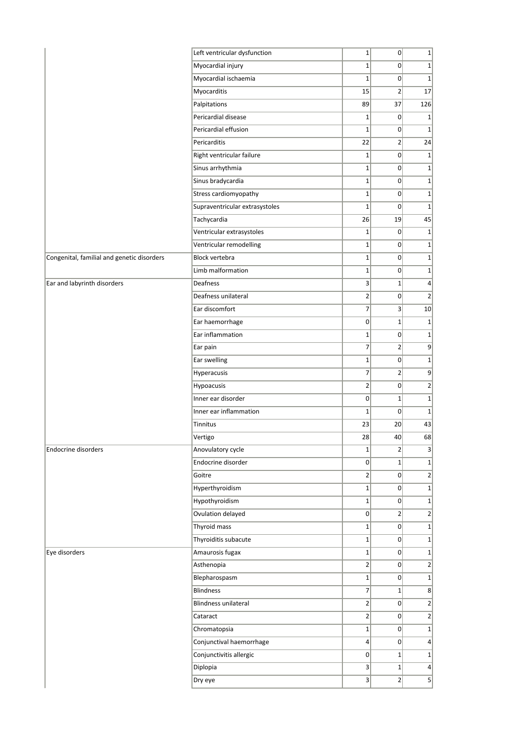| | | | | |
|---|---|---|---|---|
| | Left ventricular dysfunction | 1 | 0 | 1 |
| | Myocardial injury | 1 | 0 | 1 |
| | Myocardial ischaemia | 1 | 0 | 1 |
| | Myocarditis | 15 | 2 | 17 |
| | Palpitations | 89 | 37 | 126 |
| | Pericardial disease | 1 | 0 | 1 |
| | Pericardial effusion | 1 | 0 | 1 |
| | Pericarditis | 22 | 2 | 24 |
| | Right ventricular failure | 1 | 0 | 1 |
| | Sinus arrhythmia | 1 | 0 | 1 |
| | Sinus bradycardia | 1 | 0 | 1 |
| | Stress cardiomyopathy | 1 | 0 | 1 |
| | Supraventricular extrasystoles | 1 | 0 | 1 |
| | Tachycardia | 26 | 19 | 45 |
| | Ventricular extrasystoles | 1 | 0 | 1 |
| | Ventricular remodelling | 1 | 0 | 1 |
| Congenital, familial and genetic disorders | Block vertebra | 1 | 0 | 1 |
| | Limb malformation | 1 | 0 | 1 |
| Ear and labyrinth disorders | Deafness | 3 | 1 | 4 |
| | Deafness unilateral | 2 | 0 | 2 |
| | Ear discomfort | 7 | 3 | 10 |
| | Ear haemorrhage | 0 | 1 | 1 |
| | Ear inflammation | 1 | 0 | 1 |
| | Ear pain | 7 | 2 | 9 |
| | Ear swelling | 1 | 0 | 1 |
| | Hyperacusis | 7 | 2 | 9 |
| | Hypoacusis | 2 | 0 | 2 |
| | Inner ear disorder | 0 | 1 | 1 |
| | Inner ear inflammation | 1 | 0 | 1 |
| | Tinnitus | 23 | 20 | 43 |
| | Vertigo | 28 | 40 | 68 |
| Endocrine disorders | Anovulatory cycle | 1 | 2 | 3 |
| | Endocrine disorder | 0 | 1 | 1 |
| | Goitre | 2 | 0 | 2 |
| | Hyperthyroidism | 1 | 0 | 1 |
| | Hypothyroidism | 1 | 0 | 1 |
| | Ovulation delayed | 0 | 2 | 2 |
| | Thyroid mass | 1 | 0 | 1 |
| | Thyroiditis subacute | 1 | 0 | 1 |
| Eye disorders | Amaurosis fugax | 1 | 0 | 1 |
| | Asthenopia | 2 | 0 | 2 |
| | Blepharospasm | 1 | 0 | 1 |
| | Blindness | 7 | 1 | 8 |
| | Blindness unilateral | 2 | 0 | 2 |
| | Cataract | 2 | 0 | 2 |
| | Chromatopsia | 1 | 0 | 1 |
| | Conjunctival haemorrhage | 4 | 0 | 4 |
| | Conjunctivitis allergic | 0 | 1 | 1 |
| | Diplopia | 3 | 1 | 4 |
| | Dry eye | 3 | 2 | 5 |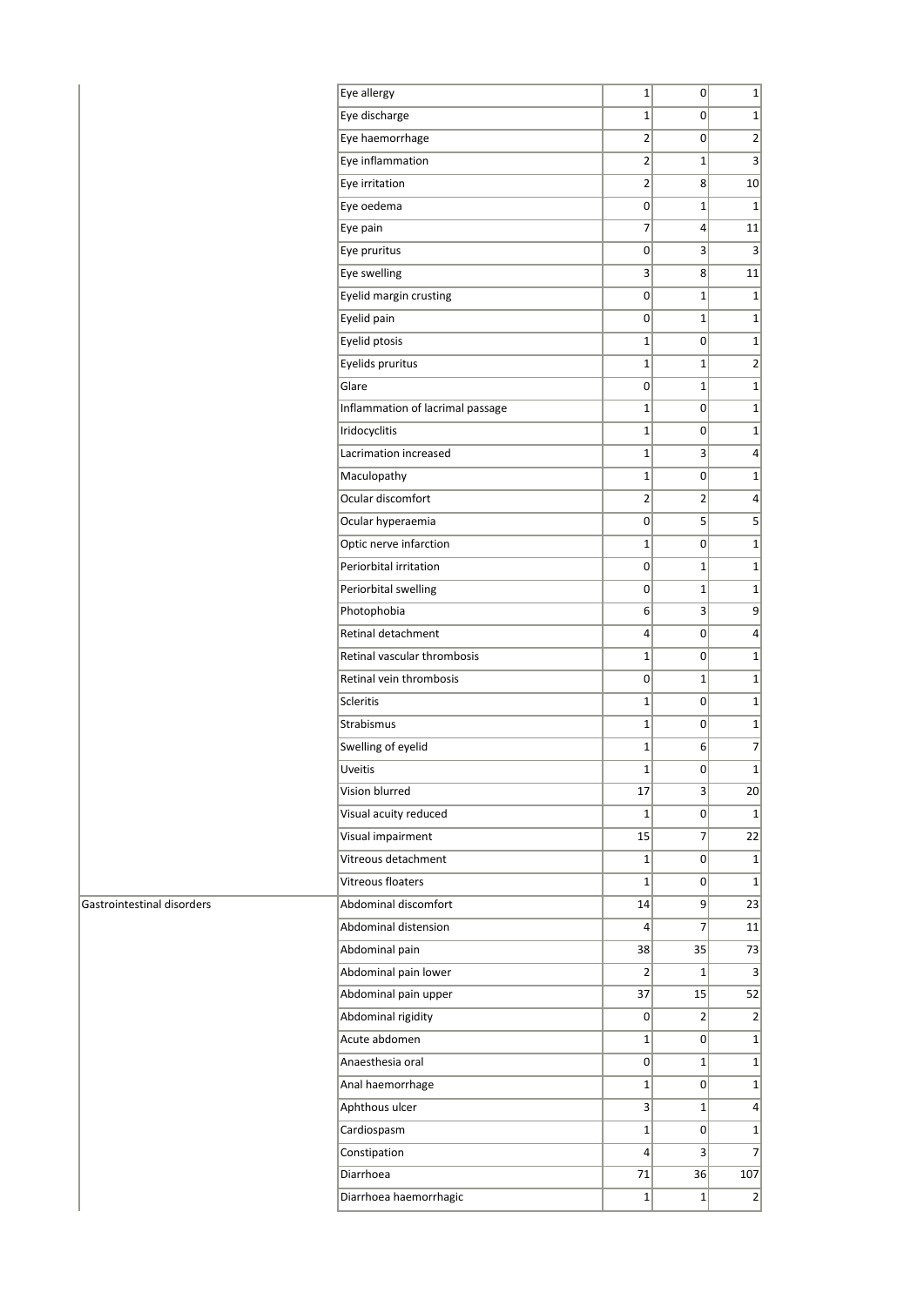| | | | | |
|---|---|---|---|---|
| | Eye allergy | 1 | 0 | 1 |
| | Eye discharge | 1 | 0 | 1 |
| | Eye haemorrhage | 2 | 0 | 2 |
| | Eye inflammation | 2 | 1 | 3 |
| | Eye irritation | 2 | 8 | 10 |
| | Eye oedema | 0 | 1 | 1 |
| | Eye pain | 7 | 4 | 11 |
| | Eye pruritus | 0 | 3 | 3 |
| | Eye swelling | 3 | 8 | 11 |
| | Eyelid margin crusting | 0 | 1 | 1 |
| | Eyelid pain | 0 | 1 | 1 |
| | Eyelid ptosis | 1 | 0 | 1 |
| | Eyelids pruritus | 1 | 1 | 2 |
| | Glare | 0 | 1 | 1 |
| | Inflammation of lacrimal passage | 1 | 0 | 1 |
| | Iridocyclitis | 1 | 0 | 1 |
| | Lacrimation increased | 1 | 3 | 4 |
| | Maculopathy | 1 | 0 | 1 |
| | Ocular discomfort | 2 | 2 | 4 |
| | Ocular hyperaemia | 0 | 5 | 5 |
| | Optic nerve infarction | 1 | 0 | 1 |
| | Periorbital irritation | 0 | 1 | 1 |
| | Periorbital swelling | 0 | 1 | 1 |
| | Photophobia | 6 | 3 | 9 |
| | Retinal detachment | 4 | 0 | 4 |
| | Retinal vascular thrombosis | 1 | 0 | 1 |
| | Retinal vein thrombosis | 0 | 1 | 1 |
| | Scleritis | 1 | 0 | 1 |
| | Strabismus | 1 | 0 | 1 |
| | Swelling of eyelid | 1 | 6 | 7 |
| | Uveitis | 1 | 0 | 1 |
| | Vision blurred | 17 | 3 | 20 |
| | Visual acuity reduced | 1 | 0 | 1 |
| | Visual impairment | 15 | 7 | 22 |
| | Vitreous detachment | 1 | 0 | 1 |
| | Vitreous floaters | 1 | 0 | 1 |
| Gastrointestinal disorders | Abdominal discomfort | 14 | 9 | 23 |
| | Abdominal distension | 4 | 7 | 11 |
| | Abdominal pain | 38 | 35 | 73 |
| | Abdominal pain lower | 2 | 1 | 3 |
| | Abdominal pain upper | 37 | 15 | 52 |
| | Abdominal rigidity | 0 | 2 | 2 |
| | Acute abdomen | 1 | 0 | 1 |
| | Anaesthesia oral | 0 | 1 | 1 |
| | Anal haemorrhage | 1 | 0 | 1 |
| | Aphthous ulcer | 3 | 1 | 4 |
| | Cardiospasm | 1 | 0 | 1 |
| | Constipation | 4 | 3 | 7 |
| | Diarrhoea | 71 | 36 | 107 |
| | Diarrhoea haemorrhagic | 1 | 1 | 2 |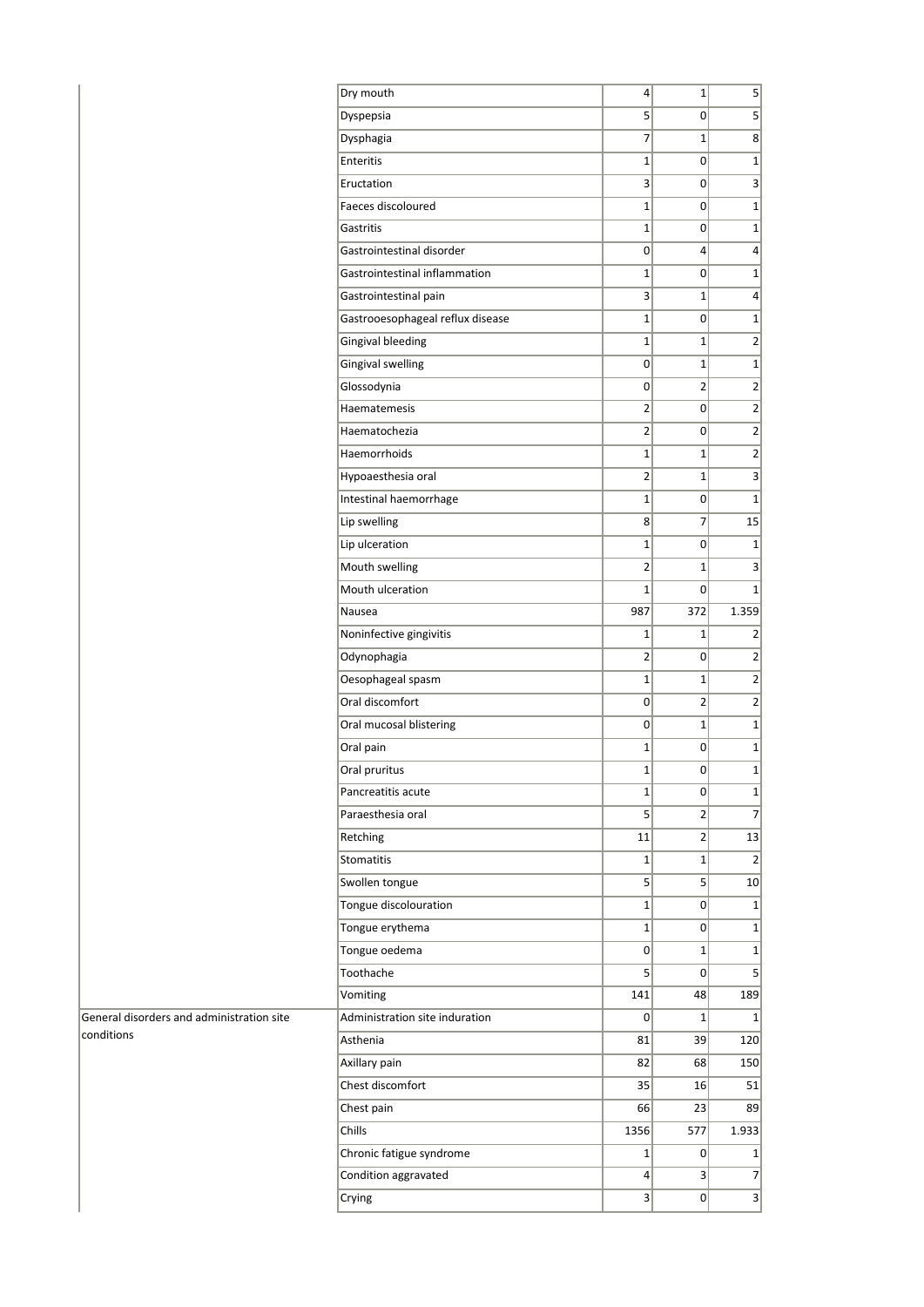| | | | | |
|---|---|---|---|---|
| | Dry mouth | 4 | 1 | 5 |
| | Dyspepsia | 5 | 0 | 5 |
| | Dysphagia | 7 | 1 | 8 |
| | Enteritis | 1 | 0 | 1 |
| | Eructation | 3 | 0 | 3 |
| | Faeces discoloured | 1 | 0 | 1 |
| | Gastritis | 1 | 0 | 1 |
| | Gastrointestinal disorder | 0 | 4 | 4 |
| | Gastrointestinal inflammation | 1 | 0 | 1 |
| | Gastrointestinal pain | 3 | 1 | 4 |
| | Gastrooesophageal reflux disease | 1 | 0 | 1 |
| | Gingival bleeding | 1 | 1 | 2 |
| | Gingival swelling | 0 | 1 | 1 |
| | Glossodynia | 0 | 2 | 2 |
| | Haematemesis | 2 | 0 | 2 |
| | Haematochezia | 2 | 0 | 2 |
| | Haemorrhoids | 1 | 1 | 2 |
| | Hypoaesthesia oral | 2 | 1 | 3 |
| | Intestinal haemorrhage | 1 | 0 | 1 |
| | Lip swelling | 8 | 7 | 15 |
| | Lip ulceration | 1 | 0 | 1 |
| | Mouth swelling | 2 | 1 | 3 |
| | Mouth ulceration | 1 | 0 | 1 |
| | Nausea | 987 | 372 | 1.359 |
| | Noninfective gingivitis | 1 | 1 | 2 |
| | Odynophagia | 2 | 0 | 2 |
| | Oesophageal spasm | 1 | 1 | 2 |
| | Oral discomfort | 0 | 2 | 2 |
| | Oral mucosal blistering | 0 | 1 | 1 |
| | Oral pain | 1 | 0 | 1 |
| | Oral pruritus | 1 | 0 | 1 |
| | Pancreatitis acute | 1 | 0 | 1 |
| | Paraesthesia oral | 5 | 2 | 7 |
| | Retching | 11 | 2 | 13 |
| | Stomatitis | 1 | 1 | 2 |
| | Swollen tongue | 5 | 5 | 10 |
| | Tongue discolouration | 1 | 0 | 1 |
| | Tongue erythema | 1 | 0 | 1 |
| | Tongue oedema | 0 | 1 | 1 |
| | Toothache | 5 | 0 | 5 |
| | Vomiting | 141 | 48 | 189 |
| General disorders and administration site conditions | Administration site induration | 0 | 1 | 1 |
| | Asthenia | 81 | 39 | 120 |
| | Axillary pain | 82 | 68 | 150 |
| | Chest discomfort | 35 | 16 | 51 |
| | Chest pain | 66 | 23 | 89 |
| | Chills | 1356 | 577 | 1.933 |
| | Chronic fatigue syndrome | 1 | 0 | 1 |
| | Condition aggravated | 4 | 3 | 7 |
| | Crying | 3 | 0 | 3 |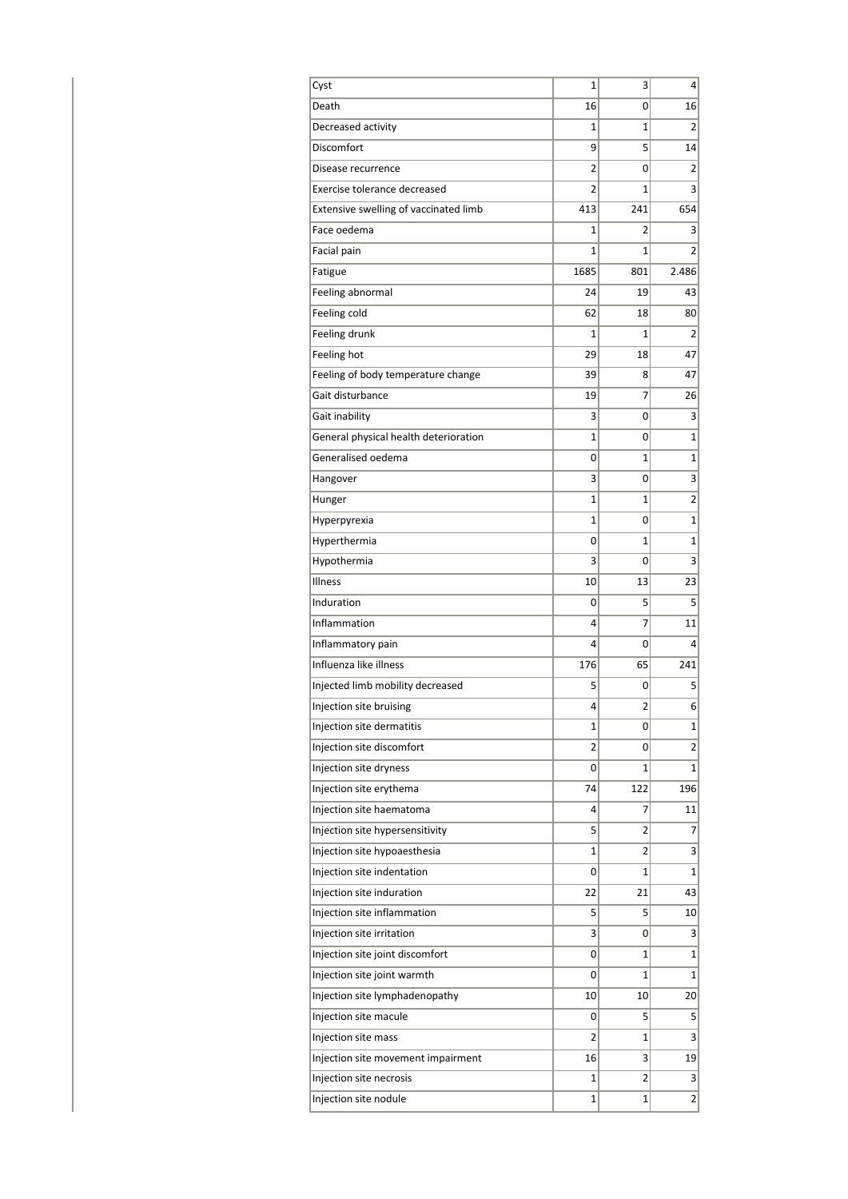| | | | |
|---|---|---|---|
| Cyst | 1 | 3 | 4 |
| Death | 16 | 0 | 16 |
| Decreased activity | 1 | 1 | 2 |
| Discomfort | 9 | 5 | 14 |
| Disease recurrence | 2 | 0 | 2 |
| Exercise tolerance decreased | 2 | 1 | 3 |
| Extensive swelling of vaccinated limb | 413 | 241 | 654 |
| Face oedema | 1 | 2 | 3 |
| Facial pain | 1 | 1 | 2 |
| Fatigue | 1685 | 801 | 2.486 |
| Feeling abnormal | 24 | 19 | 43 |
| Feeling cold | 62 | 18 | 80 |
| Feeling drunk | 1 | 1 | 2 |
| Feeling hot | 29 | 18 | 47 |
| Feeling of body temperature change | 39 | 8 | 47 |
| Gait disturbance | 19 | 7 | 26 |
| Gait inability | 3 | 0 | 3 |
| General physical health deterioration | 1 | 0 | 1 |
| Generalised oedema | 0 | 1 | 1 |
| Hangover | 3 | 0 | 3 |
| Hunger | 1 | 1 | 2 |
| Hyperpyrexia | 1 | 0 | 1 |
| Hyperthermia | 0 | 1 | 1 |
| Hypothermia | 3 | 0 | 3 |
| Illness | 10 | 13 | 23 |
| Induration | 0 | 5 | 5 |
| Inflammation | 4 | 7 | 11 |
| Inflammatory pain | 4 | 0 | 4 |
| Influenza like illness | 176 | 65 | 241 |
| Injected limb mobility decreased | 5 | 0 | 5 |
| Injection site bruising | 4 | 2 | 6 |
| Injection site dermatitis | 1 | 0 | 1 |
| Injection site discomfort | 2 | 0 | 2 |
| Injection site dryness | 0 | 1 | 1 |
| Injection site erythema | 74 | 122 | 196 |
| Injection site haematoma | 4 | 7 | 11 |
| Injection site hypersensitivity | 5 | 2 | 7 |
| Injection site hypoaesthesia | 1 | 2 | 3 |
| Injection site indentation | 0 | 1 | 1 |
| Injection site induration | 22 | 21 | 43 |
| Injection site inflammation | 5 | 5 | 10 |
| Injection site irritation | 3 | 0 | 3 |
| Injection site joint discomfort | 0 | 1 | 1 |
| Injection site joint warmth | 0 | 1 | 1 |
| Injection site lymphadenopathy | 10 | 10 | 20 |
| Injection site macule | 0 | 5 | 5 |
| Injection site mass | 2 | 1 | 3 |
| Injection site movement impairment | 16 | 3 | 19 |
| Injection site necrosis | 1 | 2 | 3 |
| Injection site nodule | 1 | 1 | 2 |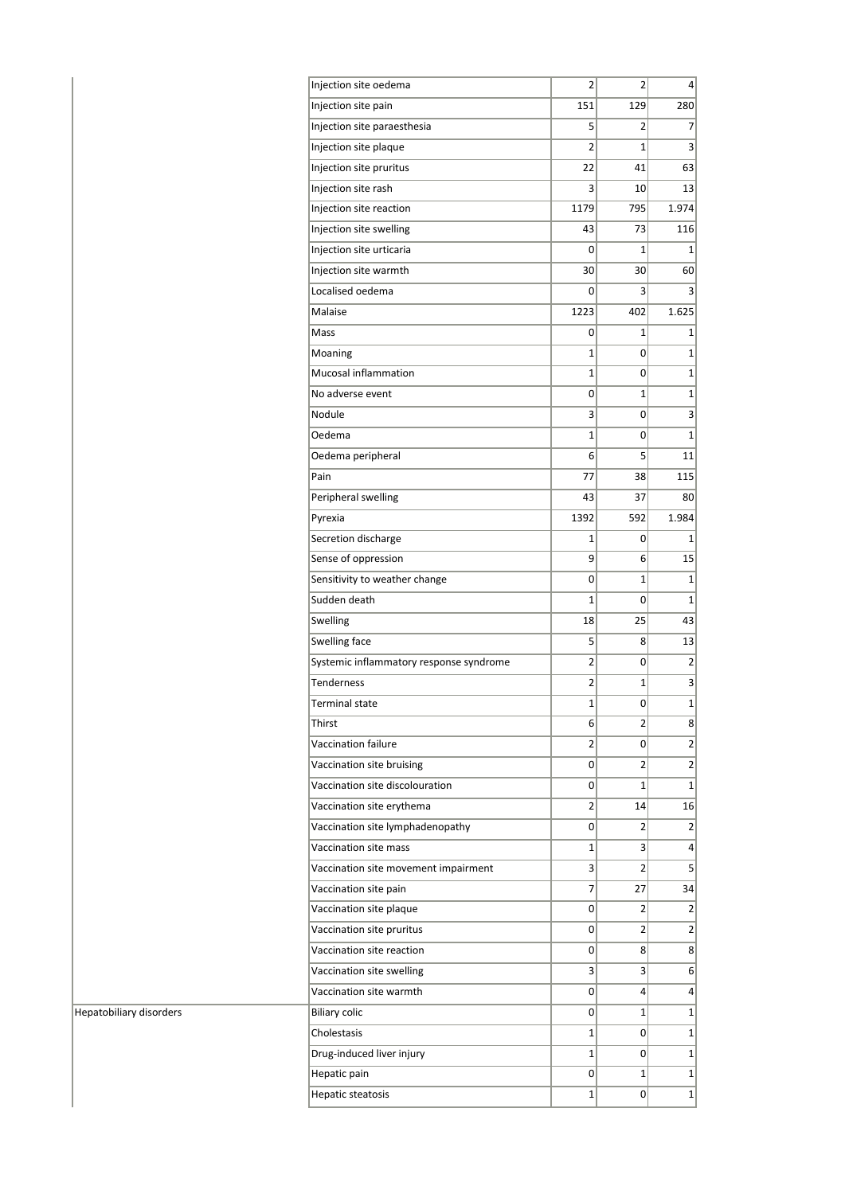| | | | | |
|---|---|---|---|---|
| | Injection site oedema | 2 | 2 | 4 |
| | Injection site pain | 151 | 129 | 280 |
| | Injection site paraesthesia | 5 | 2 | 7 |
| | Injection site plaque | 2 | 1 | 3 |
| | Injection site pruritus | 22 | 41 | 63 |
| | Injection site rash | 3 | 10 | 13 |
| | Injection site reaction | 1179 | 795 | 1.974 |
| | Injection site swelling | 43 | 73 | 116 |
| | Injection site urticaria | 0 | 1 | 1 |
| | Injection site warmth | 30 | 30 | 60 |
| | Localised oedema | 0 | 3 | 3 |
| | Malaise | 1223 | 402 | 1.625 |
| | Mass | 0 | 1 | 1 |
| | Moaning | 1 | 0 | 1 |
| | Mucosal inflammation | 1 | 0 | 1 |
| | No adverse event | 0 | 1 | 1 |
| | Nodule | 3 | 0 | 3 |
| | Oedema | 1 | 0 | 1 |
| | Oedema peripheral | 6 | 5 | 11 |
| | Pain | 77 | 38 | 115 |
| | Peripheral swelling | 43 | 37 | 80 |
| | Pyrexia | 1392 | 592 | 1.984 |
| | Secretion discharge | 1 | 0 | 1 |
| | Sense of oppression | 9 | 6 | 15 |
| | Sensitivity to weather change | 0 | 1 | 1 |
| | Sudden death | 1 | 0 | 1 |
| | Swelling | 18 | 25 | 43 |
| | Swelling face | 5 | 8 | 13 |
| | Systemic inflammatory response syndrome | 2 | 0 | 2 |
| | Tenderness | 2 | 1 | 3 |
| | Terminal state | 1 | 0 | 1 |
| | Thirst | 6 | 2 | 8 |
| | Vaccination failure | 2 | 0 | 2 |
| | Vaccination site bruising | 0 | 2 | 2 |
| | Vaccination site discolouration | 0 | 1 | 1 |
| | Vaccination site erythema | 2 | 14 | 16 |
| | Vaccination site lymphadenopathy | 0 | 2 | 2 |
| | Vaccination site mass | 1 | 3 | 4 |
| | Vaccination site movement impairment | 3 | 2 | 5 |
| | Vaccination site pain | 7 | 27 | 34 |
| | Vaccination site plaque | 0 | 2 | 2 |
| | Vaccination site pruritus | 0 | 2 | 2 |
| | Vaccination site reaction | 0 | 8 | 8 |
| | Vaccination site swelling | 3 | 3 | 6 |
| | Vaccination site warmth | 0 | 4 | 4 |
| Hepatobiliary disorders | Biliary colic | 0 | 1 | 1 |
| | Cholestasis | 1 | 0 | 1 |
| | Drug-induced liver injury | 1 | 0 | 1 |
| | Hepatic pain | 0 | 1 | 1 |
| | Hepatic steatosis | 1 | 0 | 1 |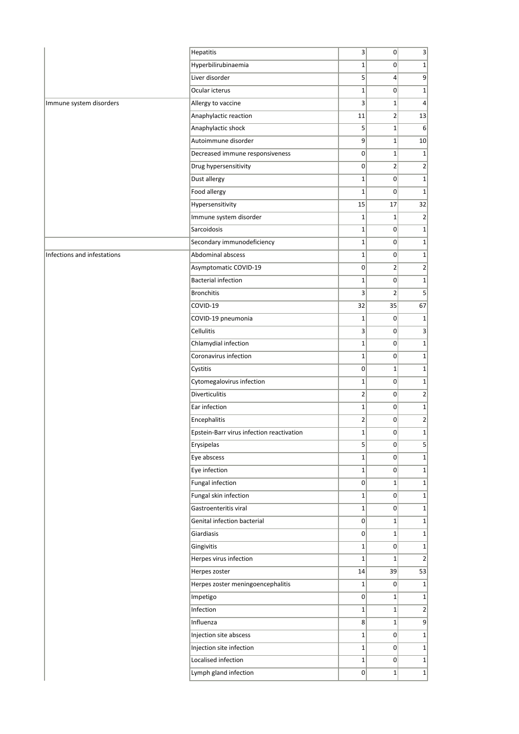| | | | | |
|---|---|---|---|---|
| | Hepatitis | 3 | 0 | 3 |
| | Hyperbilirubinaemia | 1 | 0 | 1 |
| | Liver disorder | 5 | 4 | 9 |
| | Ocular icterus | 1 | 0 | 1 |
| Immune system disorders | Allergy to vaccine | 3 | 1 | 4 |
| | Anaphylactic reaction | 11 | 2 | 13 |
| | Anaphylactic shock | 5 | 1 | 6 |
| | Autoimmune disorder | 9 | 1 | 10 |
| | Decreased immune responsiveness | 0 | 1 | 1 |
| | Drug hypersensitivity | 0 | 2 | 2 |
| | Dust allergy | 1 | 0 | 1 |
| | Food allergy | 1 | 0 | 1 |
| | Hypersensitivity | 15 | 17 | 32 |
| | Immune system disorder | 1 | 1 | 2 |
| | Sarcoidosis | 1 | 0 | 1 |
| | Secondary immunodeficiency | 1 | 0 | 1 |
| Infections and infestations | Abdominal abscess | 1 | 0 | 1 |
| | Asymptomatic COVID-19 | 0 | 2 | 2 |
| | Bacterial infection | 1 | 0 | 1 |
| | Bronchitis | 3 | 2 | 5 |
| | COVID-19 | 32 | 35 | 67 |
| | COVID-19 pneumonia | 1 | 0 | 1 |
| | Cellulitis | 3 | 0 | 3 |
| | Chlamydial infection | 1 | 0 | 1 |
| | Coronavirus infection | 1 | 0 | 1 |
| | Cystitis | 0 | 1 | 1 |
| | Cytomegalovirus infection | 1 | 0 | 1 |
| | Diverticulitis | 2 | 0 | 2 |
| | Ear infection | 1 | 0 | 1 |
| | Encephalitis | 2 | 0 | 2 |
| | Epstein-Barr virus infection reactivation | 1 | 0 | 1 |
| | Erysipelas | 5 | 0 | 5 |
| | Eye abscess | 1 | 0 | 1 |
| | Eye infection | 1 | 0 | 1 |
| | Fungal infection | 0 | 1 | 1 |
| | Fungal skin infection | 1 | 0 | 1 |
| | Gastroenteritis viral | 1 | 0 | 1 |
| | Genital infection bacterial | 0 | 1 | 1 |
| | Giardiasis | 0 | 1 | 1 |
| | Gingivitis | 1 | 0 | 1 |
| | Herpes virus infection | 1 | 1 | 2 |
| | Herpes zoster | 14 | 39 | 53 |
| | Herpes zoster meningoencephalitis | 1 | 0 | 1 |
| | Impetigo | 0 | 1 | 1 |
| | Infection | 1 | 1 | 2 |
| | Influenza | 8 | 1 | 9 |
| | Injection site abscess | 1 | 0 | 1 |
| | Injection site infection | 1 | 0 | 1 |
| | Localised infection | 1 | 0 | 1 |
| | Lymph gland infection | 0 | 1 | 1 |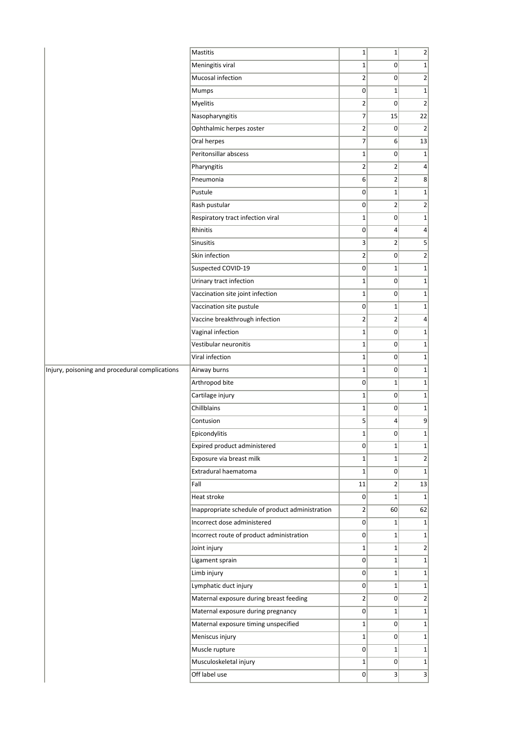| | | | | |
|---|---|---|---|---|
| | Mastitis | 1 | 1 | 2 |
| | Meningitis viral | 1 | 0 | 1 |
| | Mucosal infection | 2 | 0 | 2 |
| | Mumps | 0 | 1 | 1 |
| | Myelitis | 2 | 0 | 2 |
| | Nasopharyngitis | 7 | 15 | 22 |
| | Ophthalmic herpes zoster | 2 | 0 | 2 |
| | Oral herpes | 7 | 6 | 13 |
| | Peritonsillar abscess | 1 | 0 | 1 |
| | Pharyngitis | 2 | 2 | 4 |
| | Pneumonia | 6 | 2 | 8 |
| | Pustule | 0 | 1 | 1 |
| | Rash pustular | 0 | 2 | 2 |
| | Respiratory tract infection viral | 1 | 0 | 1 |
| | Rhinitis | 0 | 4 | 4 |
| | Sinusitis | 3 | 2 | 5 |
| | Skin infection | 2 | 0 | 2 |
| | Suspected COVID-19 | 0 | 1 | 1 |
| | Urinary tract infection | 1 | 0 | 1 |
| | Vaccination site joint infection | 1 | 0 | 1 |
| | Vaccination site pustule | 0 | 1 | 1 |
| | Vaccine breakthrough infection | 2 | 2 | 4 |
| | Vaginal infection | 1 | 0 | 1 |
| | Vestibular neuronitis | 1 | 0 | 1 |
| | Viral infection | 1 | 0 | 1 |
| Injury, poisoning and procedural complications | Airway burns | 1 | 0 | 1 |
| | Arthropod bite | 0 | 1 | 1 |
| | Cartilage injury | 1 | 0 | 1 |
| | Chillblains | 1 | 0 | 1 |
| | Contusion | 5 | 4 | 9 |
| | Epicondylitis | 1 | 0 | 1 |
| | Expired product administered | 0 | 1 | 1 |
| | Exposure via breast milk | 1 | 1 | 2 |
| | Extradural haematoma | 1 | 0 | 1 |
| | Fall | 11 | 2 | 13 |
| | Heat stroke | 0 | 1 | 1 |
| | Inappropriate schedule of product administration | 2 | 60 | 62 |
| | Incorrect dose administered | 0 | 1 | 1 |
| | Incorrect route of product administration | 0 | 1 | 1 |
| | Joint injury | 1 | 1 | 2 |
| | Ligament sprain | 0 | 1 | 1 |
| | Limb injury | 0 | 1 | 1 |
| | Lymphatic duct injury | 0 | 1 | 1 |
| | Maternal exposure during breast feeding | 2 | 0 | 2 |
| | Maternal exposure during pregnancy | 0 | 1 | 1 |
| | Maternal exposure timing unspecified | 1 | 0 | 1 |
| | Meniscus injury | 1 | 0 | 1 |
| | Muscle rupture | 0 | 1 | 1 |
| | Musculoskeletal injury | 1 | 0 | 1 |
| | Off label use | 0 | 3 | 3 |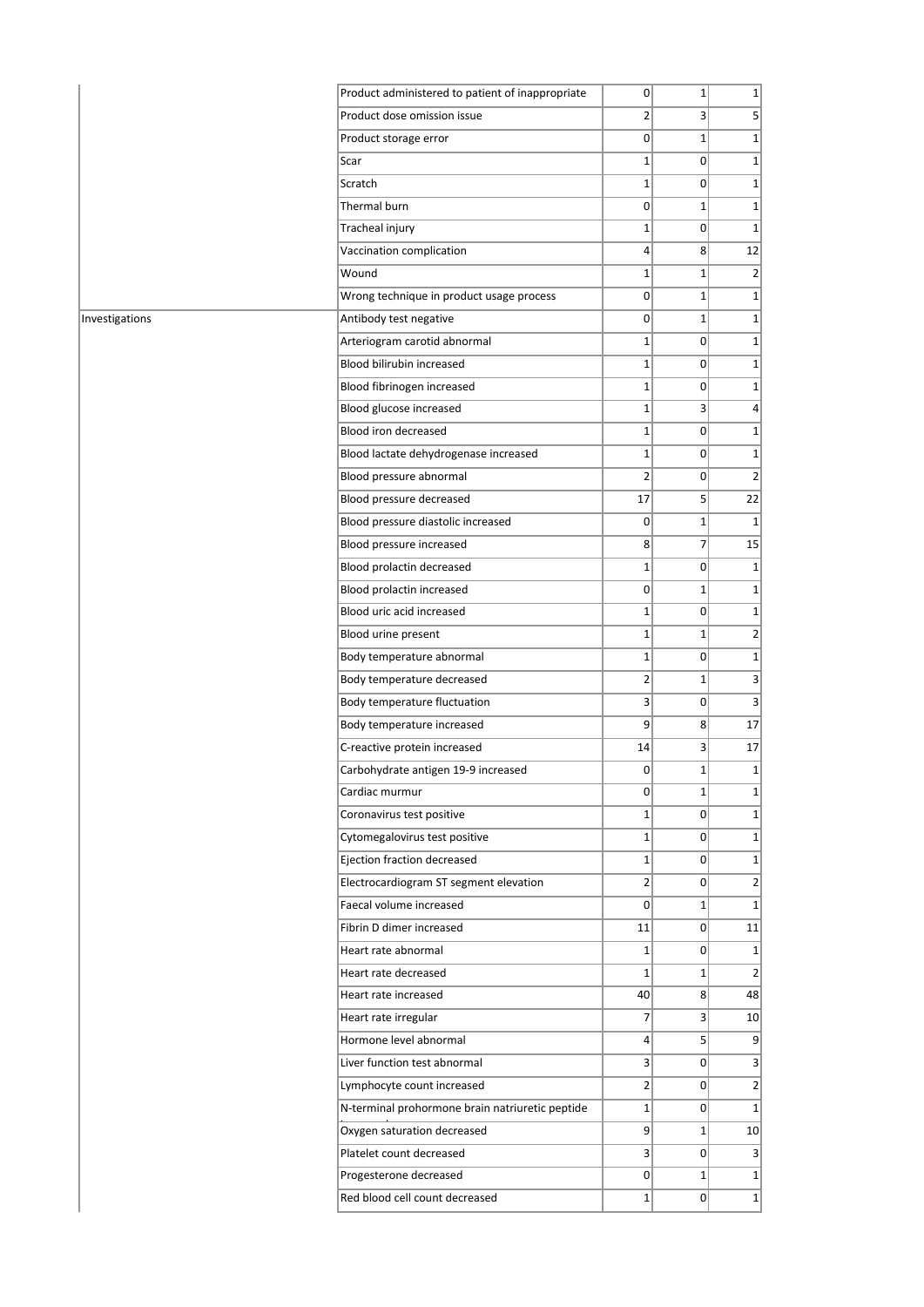| | | | | |
|---|---|---|---|---|
| | Product administered to patient of inappropriate | 0 | 1 | 1 |
| | Product dose omission issue | 2 | 3 | 5 |
| | Product storage error | 0 | 1 | 1 |
| | Scar | 1 | 0 | 1 |
| | Scratch | 1 | 0 | 1 |
| | Thermal burn | 0 | 1 | 1 |
| | Tracheal injury | 1 | 0 | 1 |
| | Vaccination complication | 4 | 8 | 12 |
| | Wound | 1 | 1 | 2 |
| | Wrong technique in product usage process | 0 | 1 | 1 |
| Investigations | Antibody test negative | 0 | 1 | 1 |
| | Arteriogram carotid abnormal | 1 | 0 | 1 |
| | Blood bilirubin increased | 1 | 0 | 1 |
| | Blood fibrinogen increased | 1 | 0 | 1 |
| | Blood glucose increased | 1 | 3 | 4 |
| | Blood iron decreased | 1 | 0 | 1 |
| | Blood lactate dehydrogenase increased | 1 | 0 | 1 |
| | Blood pressure abnormal | 2 | 0 | 2 |
| | Blood pressure decreased | 17 | 5 | 22 |
| | Blood pressure diastolic increased | 0 | 1 | 1 |
| | Blood pressure increased | 8 | 7 | 15 |
| | Blood prolactin decreased | 1 | 0 | 1 |
| | Blood prolactin increased | 0 | 1 | 1 |
| | Blood uric acid increased | 1 | 0 | 1 |
| | Blood urine present | 1 | 1 | 2 |
| | Body temperature abnormal | 1 | 0 | 1 |
| | Body temperature decreased | 2 | 1 | 3 |
| | Body temperature fluctuation | 3 | 0 | 3 |
| | Body temperature increased | 9 | 8 | 17 |
| | C-reactive protein increased | 14 | 3 | 17 |
| | Carbohydrate antigen 19-9 increased | 0 | 1 | 1 |
| | Cardiac murmur | 0 | 1 | 1 |
| | Coronavirus test positive | 1 | 0 | 1 |
| | Cytomegalovirus test positive | 1 | 0 | 1 |
| | Ejection fraction decreased | 1 | 0 | 1 |
| | Electrocardiogram ST segment elevation | 2 | 0 | 2 |
| | Faecal volume increased | 0 | 1 | 1 |
| | Fibrin D dimer increased | 11 | 0 | 11 |
| | Heart rate abnormal | 1 | 0 | 1 |
| | Heart rate decreased | 1 | 1 | 2 |
| | Heart rate increased | 40 | 8 | 48 |
| | Heart rate irregular | 7 | 3 | 10 |
| | Hormone level abnormal | 4 | 5 | 9 |
| | Liver function test abnormal | 3 | 0 | 3 |
| | Lymphocyte count increased | 2 | 0 | 2 |
| | N-terminal prohormone brain natriuretic peptide | 1 | 0 | 1 |
| | Oxygen saturation decreased | 9 | 1 | 10 |
| | Platelet count decreased | 3 | 0 | 3 |
| | Progesterone decreased | 0 | 1 | 1 |
| | Red blood cell count decreased | 1 | 0 | 1 |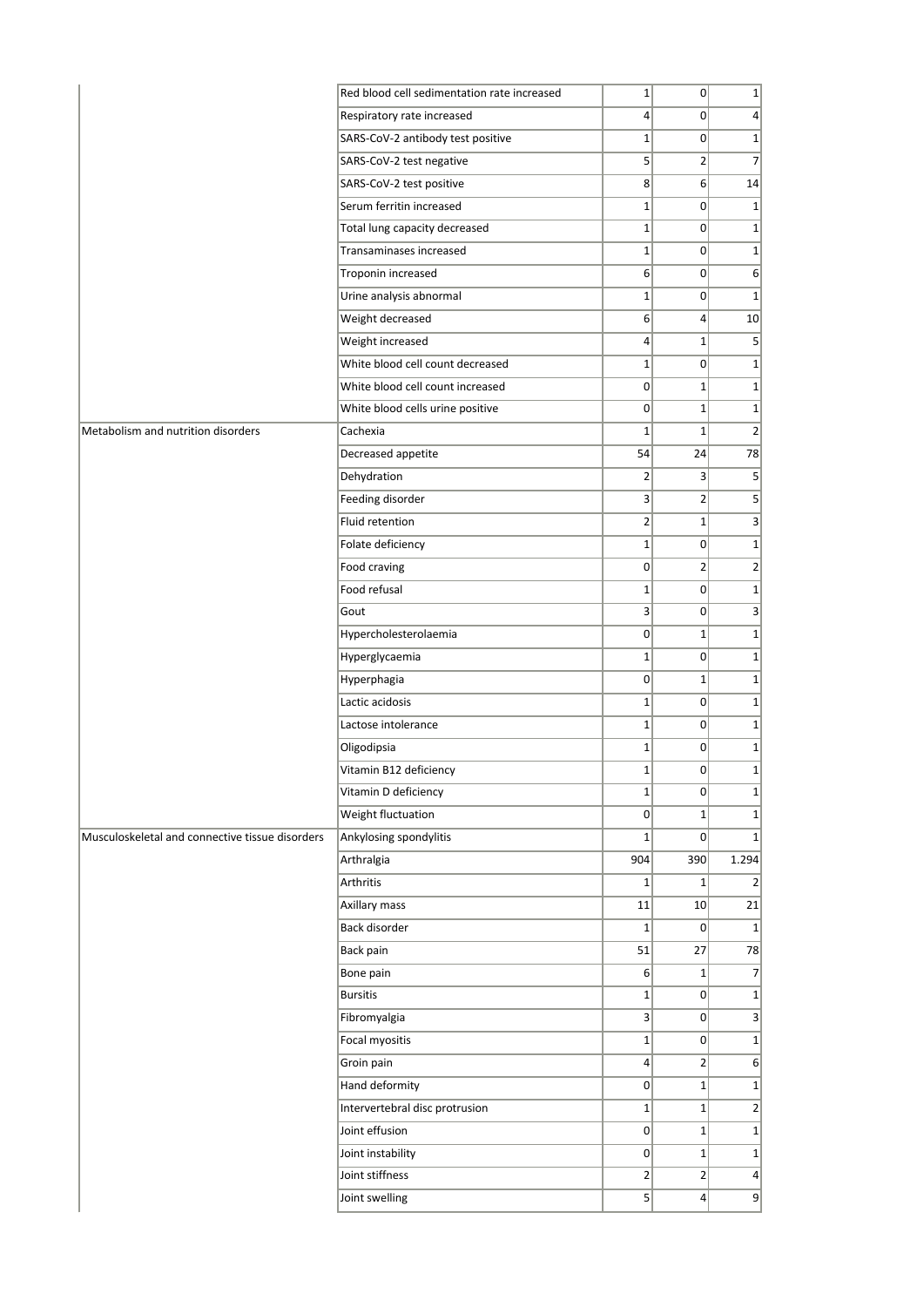| | | | | |
|---|---|---|---|---|
| | Red blood cell sedimentation rate increased | 1 | 0 | 1 |
| | Respiratory rate increased | 4 | 0 | 4 |
| | SARS-CoV-2 antibody test positive | 1 | 0 | 1 |
| | SARS-CoV-2 test negative | 5 | 2 | 7 |
| | SARS-CoV-2 test positive | 8 | 6 | 14 |
| | Serum ferritin increased | 1 | 0 | 1 |
| | Total lung capacity decreased | 1 | 0 | 1 |
| | Transaminases increased | 1 | 0 | 1 |
| | Troponin increased | 6 | 0 | 6 |
| | Urine analysis abnormal | 1 | 0 | 1 |
| | Weight decreased | 6 | 4 | 10 |
| | Weight increased | 4 | 1 | 5 |
| | White blood cell count decreased | 1 | 0 | 1 |
| | White blood cell count increased | 0 | 1 | 1 |
| | White blood cells urine positive | 0 | 1 | 1 |
| Metabolism and nutrition disorders | Cachexia | 1 | 1 | 2 |
| | Decreased appetite | 54 | 24 | 78 |
| | Dehydration | 2 | 3 | 5 |
| | Feeding disorder | 3 | 2 | 5 |
| | Fluid retention | 2 | 1 | 3 |
| | Folate deficiency | 1 | 0 | 1 |
| | Food craving | 0 | 2 | 2 |
| | Food refusal | 1 | 0 | 1 |
| | Gout | 3 | 0 | 3 |
| | Hypercholesterolaemia | 0 | 1 | 1 |
| | Hyperglycaemia | 1 | 0 | 1 |
| | Hyperphagia | 0 | 1 | 1 |
| | Lactic acidosis | 1 | 0 | 1 |
| | Lactose intolerance | 1 | 0 | 1 |
| | Oligodipsia | 1 | 0 | 1 |
| | Vitamin B12 deficiency | 1 | 0 | 1 |
| | Vitamin D deficiency | 1 | 0 | 1 |
| | Weight fluctuation | 0 | 1 | 1 |
| Musculoskeletal and connective tissue disorders | Ankylosing spondylitis | 1 | 0 | 1 |
| | Arthralgia | 904 | 390 | 1.294 |
| | Arthritis | 1 | 1 | 2 |
| | Axillary mass | 11 | 10 | 21 |
| | Back disorder | 1 | 0 | 1 |
| | Back pain | 51 | 27 | 78 |
| | Bone pain | 6 | 1 | 7 |
| | Bursitis | 1 | 0 | 1 |
| | Fibromyalgia | 3 | 0 | 3 |
| | Focal myositis | 1 | 0 | 1 |
| | Groin pain | 4 | 2 | 6 |
| | Hand deformity | 0 | 1 | 1 |
| | Intervertebral disc protrusion | 1 | 1 | 2 |
| | Joint effusion | 0 | 1 | 1 |
| | Joint instability | 0 | 1 | 1 |
| | Joint stiffness | 2 | 2 | 4 |
| | Joint swelling | 5 | 4 | 9 |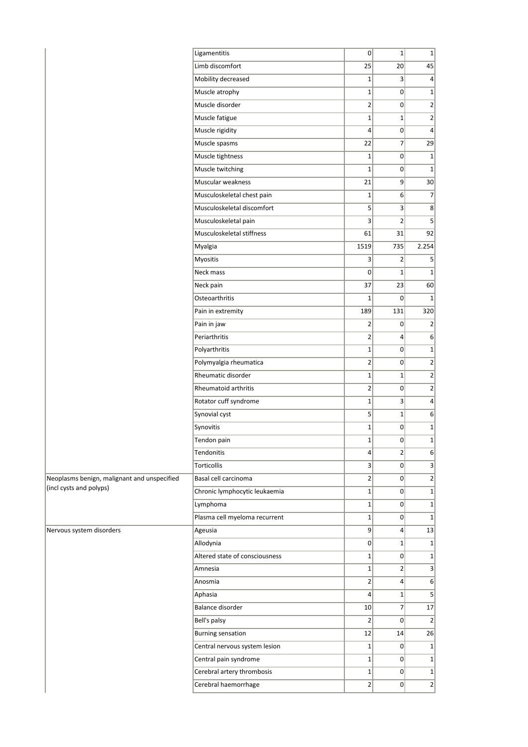| | | | | |
|---|---|---|---|---|
| | Ligamentitis | 0 | 1 | 1 |
| | Limb discomfort | 25 | 20 | 45 |
| | Mobility decreased | 1 | 3 | 4 |
| | Muscle atrophy | 1 | 0 | 1 |
| | Muscle disorder | 2 | 0 | 2 |
| | Muscle fatigue | 1 | 1 | 2 |
| | Muscle rigidity | 4 | 0 | 4 |
| | Muscle spasms | 22 | 7 | 29 |
| | Muscle tightness | 1 | 0 | 1 |
| | Muscle twitching | 1 | 0 | 1 |
| | Muscular weakness | 21 | 9 | 30 |
| | Musculoskeletal chest pain | 1 | 6 | 7 |
| | Musculoskeletal discomfort | 5 | 3 | 8 |
| | Musculoskeletal pain | 3 | 2 | 5 |
| | Musculoskeletal stiffness | 61 | 31 | 92 |
| | Myalgia | 1519 | 735 | 2.254 |
| | Myositis | 3 | 2 | 5 |
| | Neck mass | 0 | 1 | 1 |
| | Neck pain | 37 | 23 | 60 |
| | Osteoarthritis | 1 | 0 | 1 |
| | Pain in extremity | 189 | 131 | 320 |
| | Pain in jaw | 2 | 0 | 2 |
| | Periarthritis | 2 | 4 | 6 |
| | Polyarthritis | 1 | 0 | 1 |
| | Polymyalgia rheumatica | 2 | 0 | 2 |
| | Rheumatic disorder | 1 | 1 | 2 |
| | Rheumatoid arthritis | 2 | 0 | 2 |
| | Rotator cuff syndrome | 1 | 3 | 4 |
| | Synovial cyst | 5 | 1 | 6 |
| | Synovitis | 1 | 0 | 1 |
| | Tendon pain | 1 | 0 | 1 |
| | Tendonitis | 4 | 2 | 6 |
| | Torticollis | 3 | 0 | 3 |
| Neoplasms benign, malignant and unspecified (incl cysts and polyps) | Basal cell carcinoma | 2 | 0 | 2 |
| | Chronic lymphocytic leukaemia | 1 | 0 | 1 |
| | Lymphoma | 1 | 0 | 1 |
| | Plasma cell myeloma recurrent | 1 | 0 | 1 |
| Nervous system disorders | Ageusia | 9 | 4 | 13 |
| | Allodynia | 0 | 1 | 1 |
| | Altered state of consciousness | 1 | 0 | 1 |
| | Amnesia | 1 | 2 | 3 |
| | Anosmia | 2 | 4 | 6 |
| | Aphasia | 4 | 1 | 5 |
| | Balance disorder | 10 | 7 | 17 |
| | Bell's palsy | 2 | 0 | 2 |
| | Burning sensation | 12 | 14 | 26 |
| | Central nervous system lesion | 1 | 0 | 1 |
| | Central pain syndrome | 1 | 0 | 1 |
| | Cerebral artery thrombosis | 1 | 0 | 1 |
| | Cerebral haemorrhage | 2 | 0 | 2 |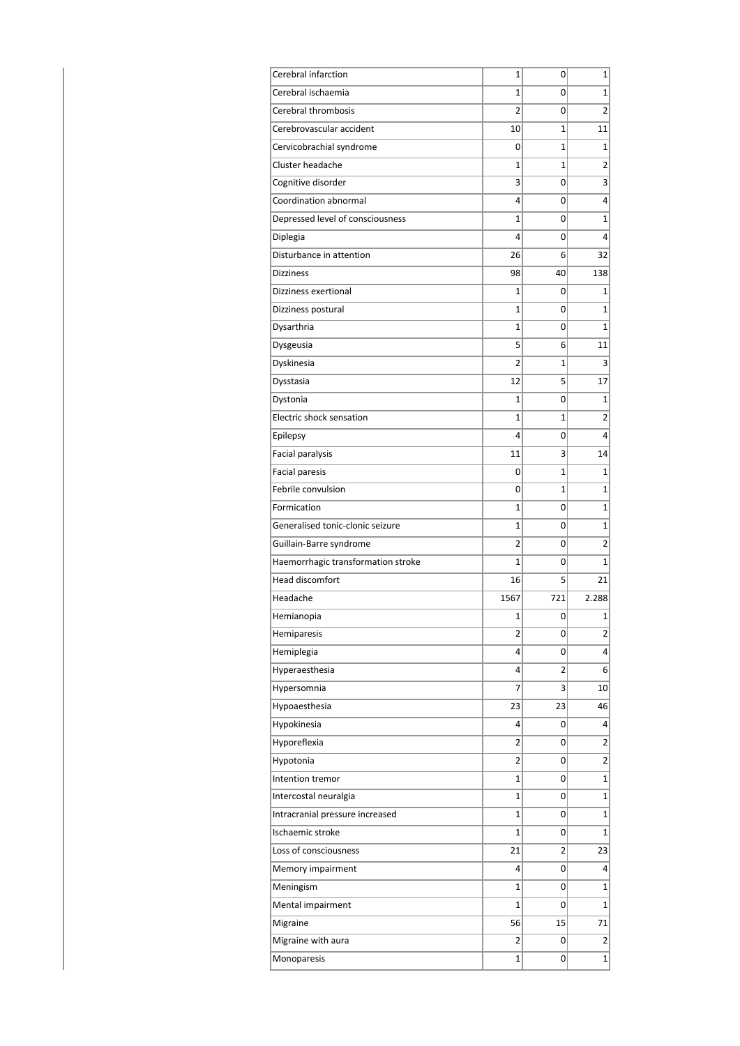| | | | |
|---|---|---|---|
| Cerebral infarction | 1 | 0 | 1 |
| Cerebral ischaemia | 1 | 0 | 1 |
| Cerebral thrombosis | 2 | 0 | 2 |
| Cerebrovascular accident | 10 | 1 | 11 |
| Cervicobrachial syndrome | 0 | 1 | 1 |
| Cluster headache | 1 | 1 | 2 |
| Cognitive disorder | 3 | 0 | 3 |
| Coordination abnormal | 4 | 0 | 4 |
| Depressed level of consciousness | 1 | 0 | 1 |
| Diplegia | 4 | 0 | 4 |
| Disturbance in attention | 26 | 6 | 32 |
| Dizziness | 98 | 40 | 138 |
| Dizziness exertional | 1 | 0 | 1 |
| Dizziness postural | 1 | 0 | 1 |
| Dysarthria | 1 | 0 | 1 |
| Dysgeusia | 5 | 6 | 11 |
| Dyskinesia | 2 | 1 | 3 |
| Dysstasia | 12 | 5 | 17 |
| Dystonia | 1 | 0 | 1 |
| Electric shock sensation | 1 | 1 | 2 |
| Epilepsy | 4 | 0 | 4 |
| Facial paralysis | 11 | 3 | 14 |
| Facial paresis | 0 | 1 | 1 |
| Febrile convulsion | 0 | 1 | 1 |
| Formication | 1 | 0 | 1 |
| Generalised tonic-clonic seizure | 1 | 0 | 1 |
| Guillain-Barre syndrome | 2 | 0 | 2 |
| Haemorrhagic transformation stroke | 1 | 0 | 1 |
| Head discomfort | 16 | 5 | 21 |
| Headache | 1567 | 721 | 2.288 |
| Hemianopia | 1 | 0 | 1 |
| Hemiparesis | 2 | 0 | 2 |
| Hemiplegia | 4 | 0 | 4 |
| Hyperaesthesia | 4 | 2 | 6 |
| Hypersomnia | 7 | 3 | 10 |
| Hypoaesthesia | 23 | 23 | 46 |
| Hypokinesia | 4 | 0 | 4 |
| Hyporeflexia | 2 | 0 | 2 |
| Hypotonia | 2 | 0 | 2 |
| Intention tremor | 1 | 0 | 1 |
| Intercostal neuralgia | 1 | 0 | 1 |
| Intracranial pressure increased | 1 | 0 | 1 |
| Ischaemic stroke | 1 | 0 | 1 |
| Loss of consciousness | 21 | 2 | 23 |
| Memory impairment | 4 | 0 | 4 |
| Meningism | 1 | 0 | 1 |
| Mental impairment | 1 | 0 | 1 |
| Migraine | 56 | 15 | 71 |
| Migraine with aura | 2 | 0 | 2 |
| Monoparesis | 1 | 0 | 1 |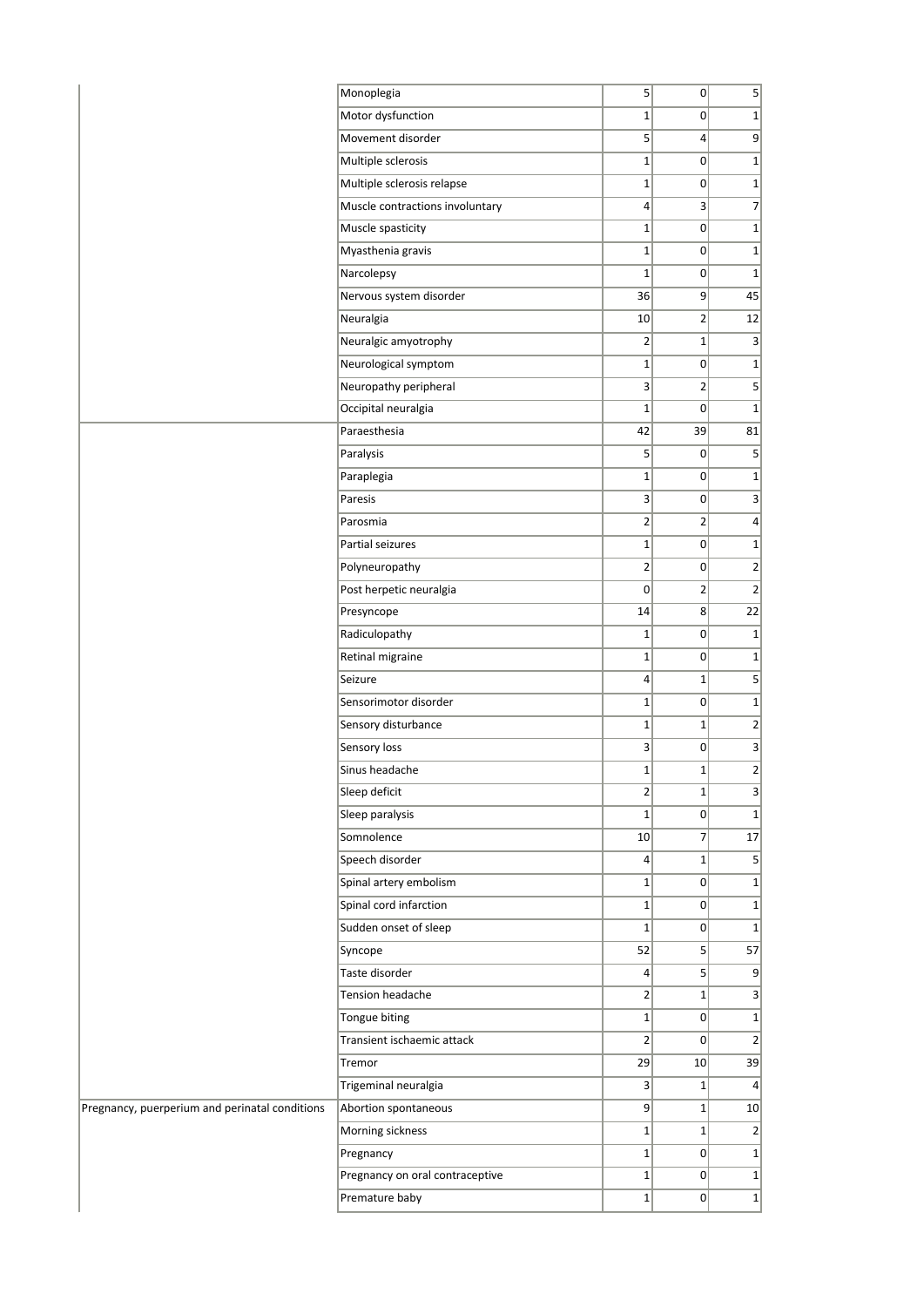| | | | | |
|---|---|---|---|---|
| | Monoplegia | 5 | 0 | 5 |
| | Motor dysfunction | 1 | 0 | 1 |
| | Movement disorder | 5 | 4 | 9 |
| | Multiple sclerosis | 1 | 0 | 1 |
| | Multiple sclerosis relapse | 1 | 0 | 1 |
| | Muscle contractions involuntary | 4 | 3 | 7 |
| | Muscle spasticity | 1 | 0 | 1 |
| | Myasthenia gravis | 1 | 0 | 1 |
| | Narcolepsy | 1 | 0 | 1 |
| | Nervous system disorder | 36 | 9 | 45 |
| | Neuralgia | 10 | 2 | 12 |
| | Neuralgic amyotrophy | 2 | 1 | 3 |
| | Neurological symptom | 1 | 0 | 1 |
| | Neuropathy peripheral | 3 | 2 | 5 |
| | Occipital neuralgia | 1 | 0 | 1 |
| | Paraesthesia | 42 | 39 | 81 |
| | Paralysis | 5 | 0 | 5 |
| | Paraplegia | 1 | 0 | 1 |
| | Paresis | 3 | 0 | 3 |
| | Parosmia | 2 | 2 | 4 |
| | Partial seizures | 1 | 0 | 1 |
| | Polyneuropathy | 2 | 0 | 2 |
| | Post herpetic neuralgia | 0 | 2 | 2 |
| | Presyncope | 14 | 8 | 22 |
| | Radiculopathy | 1 | 0 | 1 |
| | Retinal migraine | 1 | 0 | 1 |
| | Seizure | 4 | 1 | 5 |
| | Sensorimotor disorder | 1 | 0 | 1 |
| | Sensory disturbance | 1 | 1 | 2 |
| | Sensory loss | 3 | 0 | 3 |
| | Sinus headache | 1 | 1 | 2 |
| | Sleep deficit | 2 | 1 | 3 |
| | Sleep paralysis | 1 | 0 | 1 |
| | Somnolence | 10 | 7 | 17 |
| | Speech disorder | 4 | 1 | 5 |
| | Spinal artery embolism | 1 | 0 | 1 |
| | Spinal cord infarction | 1 | 0 | 1 |
| | Sudden onset of sleep | 1 | 0 | 1 |
| | Syncope | 52 | 5 | 57 |
| | Taste disorder | 4 | 5 | 9 |
| | Tension headache | 2 | 1 | 3 |
| | Tongue biting | 1 | 0 | 1 |
| | Transient ischaemic attack | 2 | 0 | 2 |
| | Tremor | 29 | 10 | 39 |
| | Trigeminal neuralgia | 3 | 1 | 4 |
| Pregnancy, puerperium and perinatal conditions | Abortion spontaneous | 9 | 1 | 10 |
| | Morning sickness | 1 | 1 | 2 |
| | Pregnancy | 1 | 0 | 1 |
| | Pregnancy on oral contraceptive | 1 | 0 | 1 |
| | Premature baby | 1 | 0 | 1 |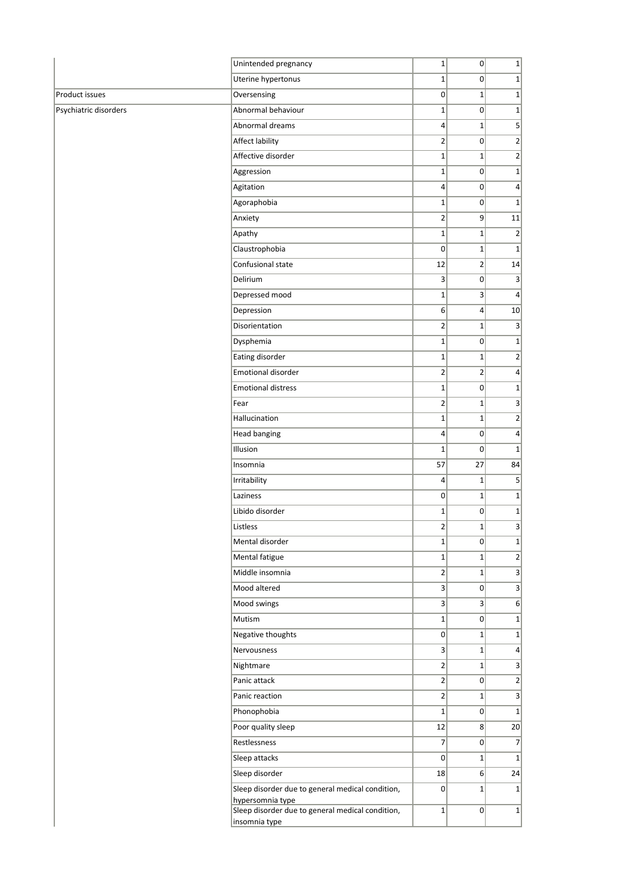| | | | | |
|---|---|---|---|---|
| | Unintended pregnancy | 1 | 0 | 1 |
| | Uterine hypertonus | 1 | 0 | 1 |
| Product issues | Oversensing | 0 | 1 | 1 |
| Psychiatric disorders | Abnormal behaviour | 1 | 0 | 1 |
| | Abnormal dreams | 4 | 1 | 5 |
| | Affect lability | 2 | 0 | 2 |
| | Affective disorder | 1 | 1 | 2 |
| | Aggression | 1 | 0 | 1 |
| | Agitation | 4 | 0 | 4 |
| | Agoraphobia | 1 | 0 | 1 |
| | Anxiety | 2 | 9 | 11 |
| | Apathy | 1 | 1 | 2 |
| | Claustrophobia | 0 | 1 | 1 |
| | Confusional state | 12 | 2 | 14 |
| | Delirium | 3 | 0 | 3 |
| | Depressed mood | 1 | 3 | 4 |
| | Depression | 6 | 4 | 10 |
| | Disorientation | 2 | 1 | 3 |
| | Dysphemia | 1 | 0 | 1 |
| | Eating disorder | 1 | 1 | 2 |
| | Emotional disorder | 2 | 2 | 4 |
| | Emotional distress | 1 | 0 | 1 |
| | Fear | 2 | 1 | 3 |
| | Hallucination | 1 | 1 | 2 |
| | Head banging | 4 | 0 | 4 |
| | Illusion | 1 | 0 | 1 |
| | Insomnia | 57 | 27 | 84 |
| | Irritability | 4 | 1 | 5 |
| | Laziness | 0 | 1 | 1 |
| | Libido disorder | 1 | 0 | 1 |
| | Listless | 2 | 1 | 3 |
| | Mental disorder | 1 | 0 | 1 |
| | Mental fatigue | 1 | 1 | 2 |
| | Middle insomnia | 2 | 1 | 3 |
| | Mood altered | 3 | 0 | 3 |
| | Mood swings | 3 | 3 | 6 |
| | Mutism | 1 | 0 | 1 |
| | Negative thoughts | 0 | 1 | 1 |
| | Nervousness | 3 | 1 | 4 |
| | Nightmare | 2 | 1 | 3 |
| | Panic attack | 2 | 0 | 2 |
| | Panic reaction | 2 | 1 | 3 |
| | Phonophobia | 1 | 0 | 1 |
| | Poor quality sleep | 12 | 8 | 20 |
| | Restlessness | 7 | 0 | 7 |
| | Sleep attacks | 0 | 1 | 1 |
| | Sleep disorder | 18 | 6 | 24 |
| | Sleep disorder due to general medical condition, hypersomnia type | 0 | 1 | 1 |
| | Sleep disorder due to general medical condition, insomnia type | 1 | 0 | 1 |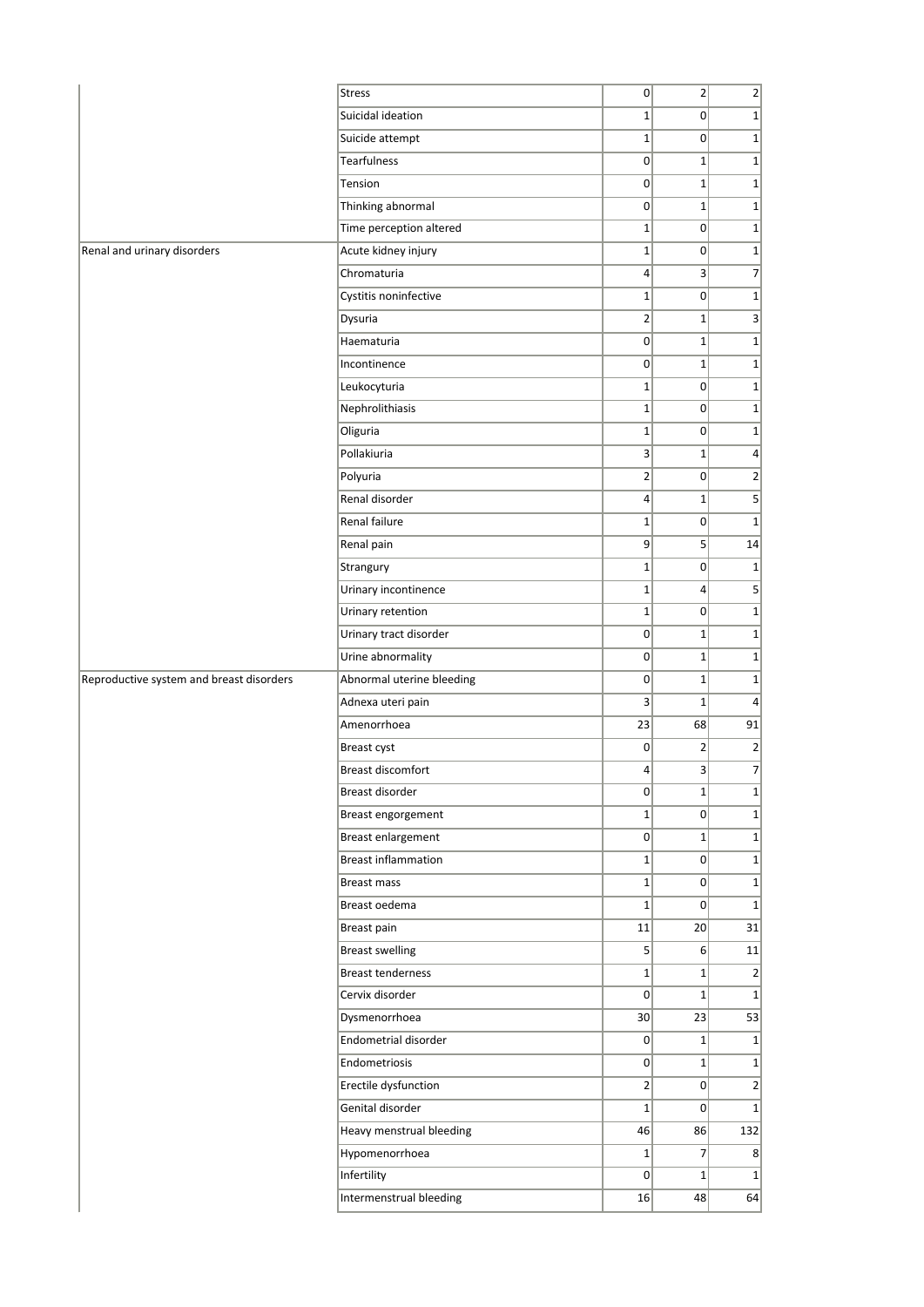|  |  |  |  |  |
|---|---|---|---|---|
|  | Stress | 0 | 2 | 2 |
|  | Suicidal ideation | 1 | 0 | 1 |
|  | Suicide attempt | 1 | 0 | 1 |
|  | Tearfulness | 0 | 1 | 1 |
|  | Tension | 0 | 1 | 1 |
|  | Thinking abnormal | 0 | 1 | 1 |
|  | Time perception altered | 1 | 0 | 1 |
| Renal and urinary disorders | Acute kidney injury | 1 | 0 | 1 |
|  | Chromaturia | 4 | 3 | 7 |
|  | Cystitis noninfective | 1 | 0 | 1 |
|  | Dysuria | 2 | 1 | 3 |
|  | Haematuria | 0 | 1 | 1 |
|  | Incontinence | 0 | 1 | 1 |
|  | Leukocyturia | 1 | 0 | 1 |
|  | Nephrolithiasis | 1 | 0 | 1 |
|  | Oliguria | 1 | 0 | 1 |
|  | Pollakiuria | 3 | 1 | 4 |
|  | Polyuria | 2 | 0 | 2 |
|  | Renal disorder | 4 | 1 | 5 |
|  | Renal failure | 1 | 0 | 1 |
|  | Renal pain | 9 | 5 | 14 |
|  | Strangury | 1 | 0 | 1 |
|  | Urinary incontinence | 1 | 4 | 5 |
|  | Urinary retention | 1 | 0 | 1 |
|  | Urinary tract disorder | 0 | 1 | 1 |
|  | Urine abnormality | 0 | 1 | 1 |
| Reproductive system and breast disorders | Abnormal uterine bleeding | 0 | 1 | 1 |
|  | Adnexa uteri pain | 3 | 1 | 4 |
|  | Amenorrhoea | 23 | 68 | 91 |
|  | Breast cyst | 0 | 2 | 2 |
|  | Breast discomfort | 4 | 3 | 7 |
|  | Breast disorder | 0 | 1 | 1 |
|  | Breast engorgement | 1 | 0 | 1 |
|  | Breast enlargement | 0 | 1 | 1 |
|  | Breast inflammation | 1 | 0 | 1 |
|  | Breast mass | 1 | 0 | 1 |
|  | Breast oedema | 1 | 0 | 1 |
|  | Breast pain | 11 | 20 | 31 |
|  | Breast swelling | 5 | 6 | 11 |
|  | Breast tenderness | 1 | 1 | 2 |
|  | Cervix disorder | 0 | 1 | 1 |
|  | Dysmenorrhoea | 30 | 23 | 53 |
|  | Endometrial disorder | 0 | 1 | 1 |
|  | Endometriosis | 0 | 1 | 1 |
|  | Erectile dysfunction | 2 | 0 | 2 |
|  | Genital disorder | 1 | 0 | 1 |
|  | Heavy menstrual bleeding | 46 | 86 | 132 |
|  | Hypomenorrhoea | 1 | 7 | 8 |
|  | Infertility | 0 | 1 | 1 |
|  | Intermenstrual bleeding | 16 | 48 | 64 |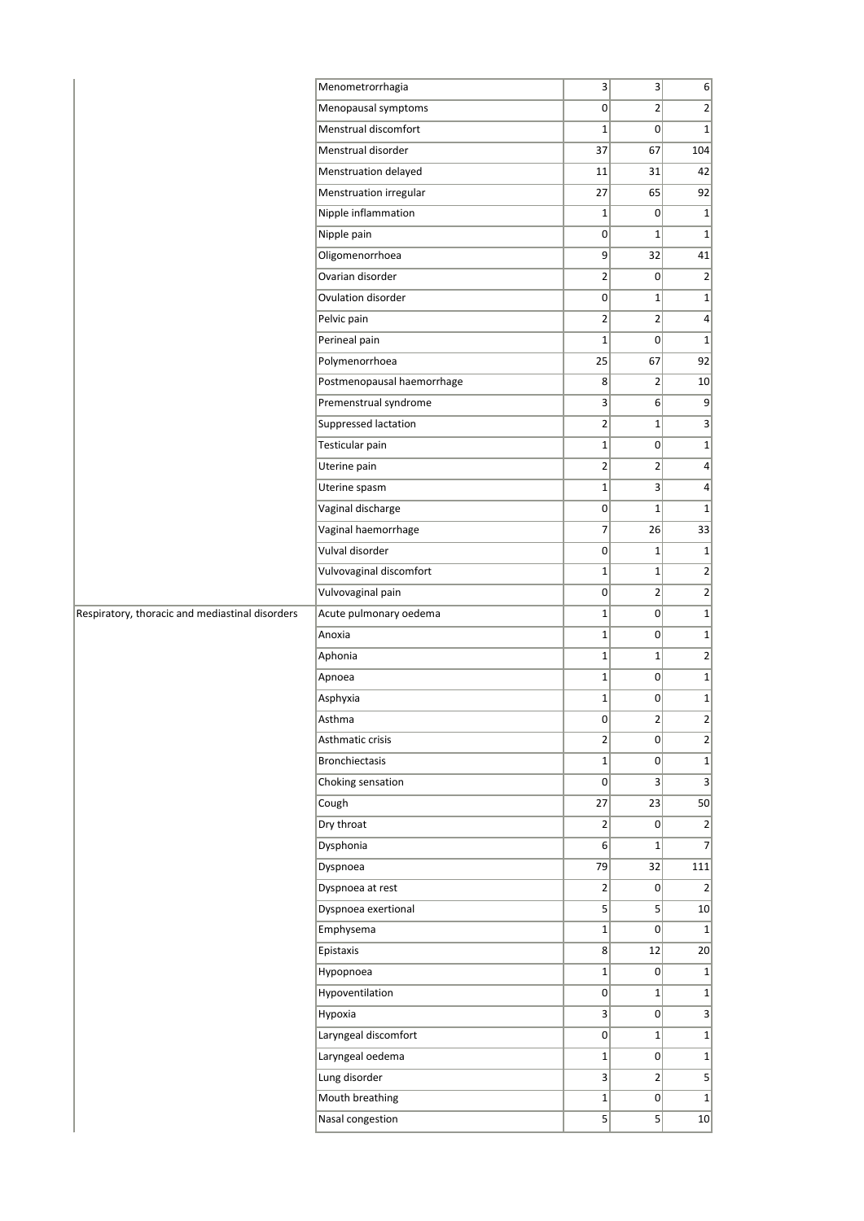| | | | | |
|---|---|---|---|---|
| | Menometrorrhagia | 3 | 3 | 6 |
| | Menopausal symptoms | 0 | 2 | 2 |
| | Menstrual discomfort | 1 | 0 | 1 |
| | Menstrual disorder | 37 | 67 | 104 |
| | Menstruation delayed | 11 | 31 | 42 |
| | Menstruation irregular | 27 | 65 | 92 |
| | Nipple inflammation | 1 | 0 | 1 |
| | Nipple pain | 0 | 1 | 1 |
| | Oligomenorrhoea | 9 | 32 | 41 |
| | Ovarian disorder | 2 | 0 | 2 |
| | Ovulation disorder | 0 | 1 | 1 |
| | Pelvic pain | 2 | 2 | 4 |
| | Perineal pain | 1 | 0 | 1 |
| | Polymenorrhoea | 25 | 67 | 92 |
| | Postmenopausal haemorrhage | 8 | 2 | 10 |
| | Premenstrual syndrome | 3 | 6 | 9 |
| | Suppressed lactation | 2 | 1 | 3 |
| | Testicular pain | 1 | 0 | 1 |
| | Uterine pain | 2 | 2 | 4 |
| | Uterine spasm | 1 | 3 | 4 |
| | Vaginal discharge | 0 | 1 | 1 |
| | Vaginal haemorrhage | 7 | 26 | 33 |
| | Vulval disorder | 0 | 1 | 1 |
| | Vulvovaginal discomfort | 1 | 1 | 2 |
| | Vulvovaginal pain | 0 | 2 | 2 |
| Respiratory, thoracic and mediastinal disorders | Acute pulmonary oedema | 1 | 0 | 1 |
| | Anoxia | 1 | 0 | 1 |
| | Aphonia | 1 | 1 | 2 |
| | Apnoea | 1 | 0 | 1 |
| | Asphyxia | 1 | 0 | 1 |
| | Asthma | 0 | 2 | 2 |
| | Asthmatic crisis | 2 | 0 | 2 |
| | Bronchiectasis | 1 | 0 | 1 |
| | Choking sensation | 0 | 3 | 3 |
| | Cough | 27 | 23 | 50 |
| | Dry throat | 2 | 0 | 2 |
| | Dysphonia | 6 | 1 | 7 |
| | Dyspnoea | 79 | 32 | 111 |
| | Dyspnoea at rest | 2 | 0 | 2 |
| | Dyspnoea exertional | 5 | 5 | 10 |
| | Emphysema | 1 | 0 | 1 |
| | Epistaxis | 8 | 12 | 20 |
| | Hypopnoea | 1 | 0 | 1 |
| | Hypoventilation | 0 | 1 | 1 |
| | Hypoxia | 3 | 0 | 3 |
| | Laryngeal discomfort | 0 | 1 | 1 |
| | Laryngeal oedema | 1 | 0 | 1 |
| | Lung disorder | 3 | 2 | 5 |
| | Mouth breathing | 1 | 0 | 1 |
| | Nasal congestion | 5 | 5 | 10 |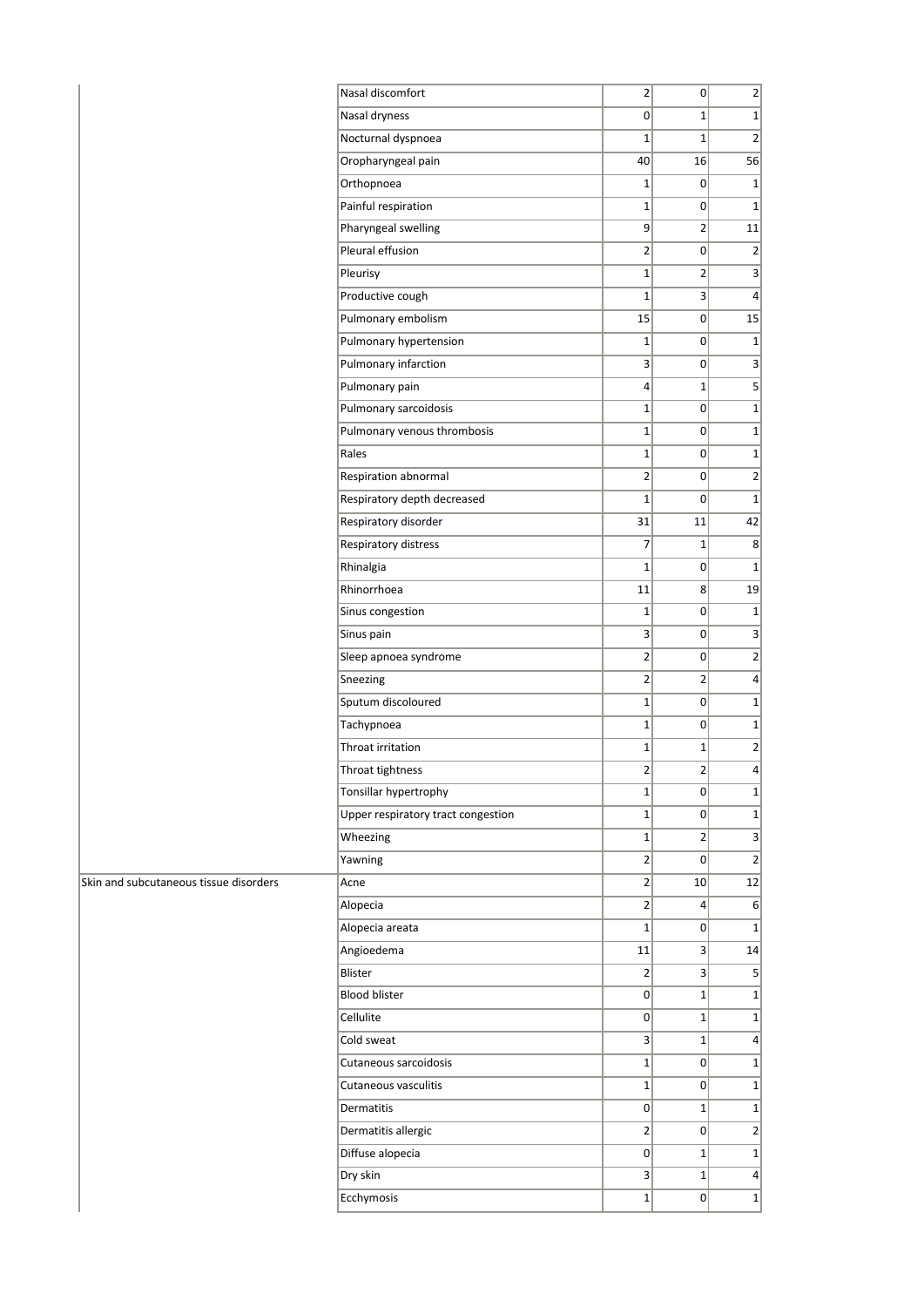| | | | | |
|---|---|---|---|---|
| | Nasal discomfort | 2 | 0 | 2 |
| | Nasal dryness | 0 | 1 | 1 |
| | Nocturnal dyspnoea | 1 | 1 | 2 |
| | Oropharyngeal pain | 40 | 16 | 56 |
| | Orthopnoea | 1 | 0 | 1 |
| | Painful respiration | 1 | 0 | 1 |
| | Pharyngeal swelling | 9 | 2 | 11 |
| | Pleural effusion | 2 | 0 | 2 |
| | Pleurisy | 1 | 2 | 3 |
| | Productive cough | 1 | 3 | 4 |
| | Pulmonary embolism | 15 | 0 | 15 |
| | Pulmonary hypertension | 1 | 0 | 1 |
| | Pulmonary infarction | 3 | 0 | 3 |
| | Pulmonary pain | 4 | 1 | 5 |
| | Pulmonary sarcoidosis | 1 | 0 | 1 |
| | Pulmonary venous thrombosis | 1 | 0 | 1 |
| | Rales | 1 | 0 | 1 |
| | Respiration abnormal | 2 | 0 | 2 |
| | Respiratory depth decreased | 1 | 0 | 1 |
| | Respiratory disorder | 31 | 11 | 42 |
| | Respiratory distress | 7 | 1 | 8 |
| | Rhinalgia | 1 | 0 | 1 |
| | Rhinorrhoea | 11 | 8 | 19 |
| | Sinus congestion | 1 | 0 | 1 |
| | Sinus pain | 3 | 0 | 3 |
| | Sleep apnoea syndrome | 2 | 0 | 2 |
| | Sneezing | 2 | 2 | 4 |
| | Sputum discoloured | 1 | 0 | 1 |
| | Tachypnoea | 1 | 0 | 1 |
| | Throat irritation | 1 | 1 | 2 |
| | Throat tightness | 2 | 2 | 4 |
| | Tonsillar hypertrophy | 1 | 0 | 1 |
| | Upper respiratory tract congestion | 1 | 0 | 1 |
| | Wheezing | 1 | 2 | 3 |
| | Yawning | 2 | 0 | 2 |
| Skin and subcutaneous tissue disorders | Acne | 2 | 10 | 12 |
| | Alopecia | 2 | 4 | 6 |
| | Alopecia areata | 1 | 0 | 1 |
| | Angioedema | 11 | 3 | 14 |
| | Blister | 2 | 3 | 5 |
| | Blood blister | 0 | 1 | 1 |
| | Cellulite | 0 | 1 | 1 |
| | Cold sweat | 3 | 1 | 4 |
| | Cutaneous sarcoidosis | 1 | 0 | 1 |
| | Cutaneous vasculitis | 1 | 0 | 1 |
| | Dermatitis | 0 | 1 | 1 |
| | Dermatitis allergic | 2 | 0 | 2 |
| | Diffuse alopecia | 0 | 1 | 1 |
| | Dry skin | 3 | 1 | 4 |
| | Ecchymosis | 1 | 0 | 1 |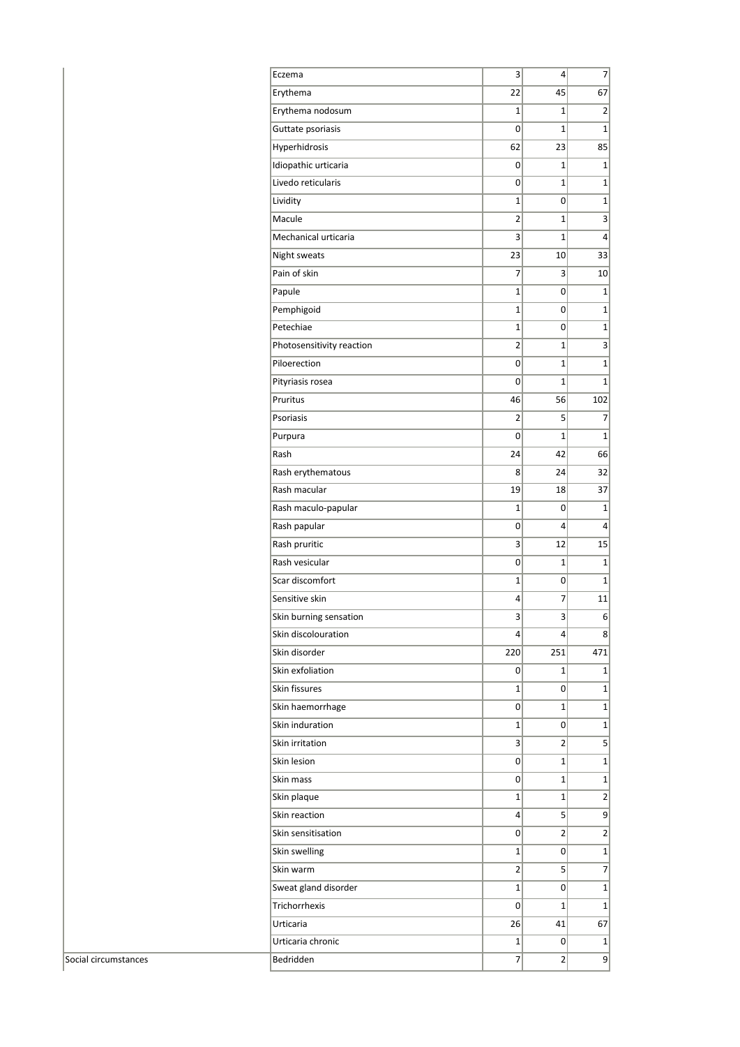| | | | | |
|---|---|---|---|---|
| | Eczema | 3 | 4 | 7 |
| | Erythema | 22 | 45 | 67 |
| | Erythema nodosum | 1 | 1 | 2 |
| | Guttate psoriasis | 0 | 1 | 1 |
| | Hyperhidrosis | 62 | 23 | 85 |
| | Idiopathic urticaria | 0 | 1 | 1 |
| | Livedo reticularis | 0 | 1 | 1 |
| | Lividity | 1 | 0 | 1 |
| | Macule | 2 | 1 | 3 |
| | Mechanical urticaria | 3 | 1 | 4 |
| | Night sweats | 23 | 10 | 33 |
| | Pain of skin | 7 | 3 | 10 |
| | Papule | 1 | 0 | 1 |
| | Pemphigoid | 1 | 0 | 1 |
| | Petechiae | 1 | 0 | 1 |
| | Photosensitivity reaction | 2 | 1 | 3 |
| | Piloerection | 0 | 1 | 1 |
| | Pityriasis rosea | 0 | 1 | 1 |
| | Pruritus | 46 | 56 | 102 |
| | Psoriasis | 2 | 5 | 7 |
| | Purpura | 0 | 1 | 1 |
| | Rash | 24 | 42 | 66 |
| | Rash erythematous | 8 | 24 | 32 |
| | Rash macular | 19 | 18 | 37 |
| | Rash maculo-papular | 1 | 0 | 1 |
| | Rash papular | 0 | 4 | 4 |
| | Rash pruritic | 3 | 12 | 15 |
| | Rash vesicular | 0 | 1 | 1 |
| | Scar discomfort | 1 | 0 | 1 |
| | Sensitive skin | 4 | 7 | 11 |
| | Skin burning sensation | 3 | 3 | 6 |
| | Skin discolouration | 4 | 4 | 8 |
| | Skin disorder | 220 | 251 | 471 |
| | Skin exfoliation | 0 | 1 | 1 |
| | Skin fissures | 1 | 0 | 1 |
| | Skin haemorrhage | 0 | 1 | 1 |
| | Skin induration | 1 | 0 | 1 |
| | Skin irritation | 3 | 2 | 5 |
| | Skin lesion | 0 | 1 | 1 |
| | Skin mass | 0 | 1 | 1 |
| | Skin plaque | 1 | 1 | 2 |
| | Skin reaction | 4 | 5 | 9 |
| | Skin sensitisation | 0 | 2 | 2 |
| | Skin swelling | 1 | 0 | 1 |
| | Skin warm | 2 | 5 | 7 |
| | Sweat gland disorder | 1 | 0 | 1 |
| | Trichorrhexis | 0 | 1 | 1 |
| | Urticaria | 26 | 41 | 67 |
| | Urticaria chronic | 1 | 0 | 1 |
| Social circumstances | Bedridden | 7 | 2 | 9 |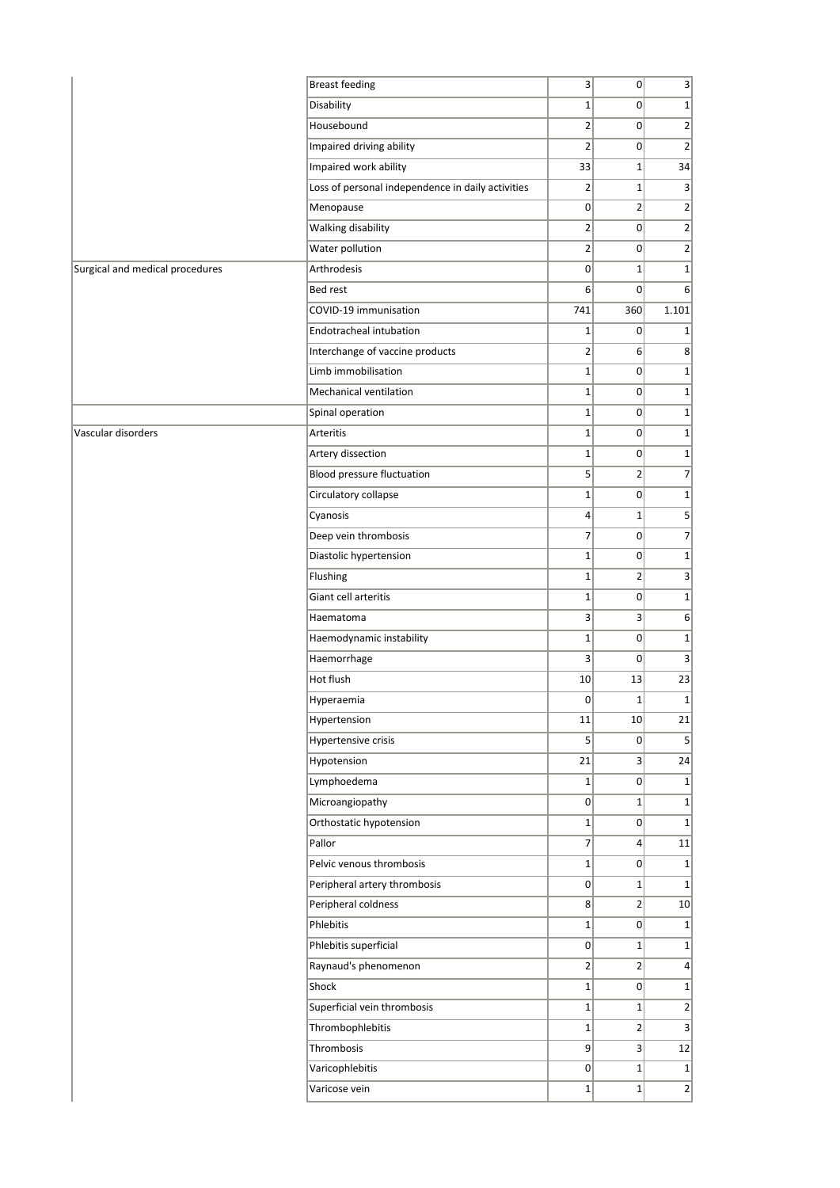| | | | | |
|---|---|---|---|---|
| | Breast feeding | 3 | 0 | 3 |
| | Disability | 1 | 0 | 1 |
| | Housebound | 2 | 0 | 2 |
| | Impaired driving ability | 2 | 0 | 2 |
| | Impaired work ability | 33 | 1 | 34 |
| | Loss of personal independence in daily activities | 2 | 1 | 3 |
| | Menopause | 0 | 2 | 2 |
| | Walking disability | 2 | 0 | 2 |
| | Water pollution | 2 | 0 | 2 |
| Surgical and medical procedures | Arthrodesis | 0 | 1 | 1 |
| | Bed rest | 6 | 0 | 6 |
| | COVID-19 immunisation | 741 | 360 | 1.101 |
| | Endotracheal intubation | 1 | 0 | 1 |
| | Interchange of vaccine products | 2 | 6 | 8 |
| | Limb immobilisation | 1 | 0 | 1 |
| | Mechanical ventilation | 1 | 0 | 1 |
| | Spinal operation | 1 | 0 | 1 |
| Vascular disorders | Arteritis | 1 | 0 | 1 |
| | Artery dissection | 1 | 0 | 1 |
| | Blood pressure fluctuation | 5 | 2 | 7 |
| | Circulatory collapse | 1 | 0 | 1 |
| | Cyanosis | 4 | 1 | 5 |
| | Deep vein thrombosis | 7 | 0 | 7 |
| | Diastolic hypertension | 1 | 0 | 1 |
| | Flushing | 1 | 2 | 3 |
| | Giant cell arteritis | 1 | 0 | 1 |
| | Haematoma | 3 | 3 | 6 |
| | Haemodynamic instability | 1 | 0 | 1 |
| | Haemorrhage | 3 | 0 | 3 |
| | Hot flush | 10 | 13 | 23 |
| | Hyperaemia | 0 | 1 | 1 |
| | Hypertension | 11 | 10 | 21 |
| | Hypertensive crisis | 5 | 0 | 5 |
| | Hypotension | 21 | 3 | 24 |
| | Lymphoedema | 1 | 0 | 1 |
| | Microangiopathy | 0 | 1 | 1 |
| | Orthostatic hypotension | 1 | 0 | 1 |
| | Pallor | 7 | 4 | 11 |
| | Pelvic venous thrombosis | 1 | 0 | 1 |
| | Peripheral artery thrombosis | 0 | 1 | 1 |
| | Peripheral coldness | 8 | 2 | 10 |
| | Phlebitis | 1 | 0 | 1 |
| | Phlebitis superficial | 0 | 1 | 1 |
| | Raynaud's phenomenon | 2 | 2 | 4 |
| | Shock | 1 | 0 | 1 |
| | Superficial vein thrombosis | 1 | 1 | 2 |
| | Thrombophlebitis | 1 | 2 | 3 |
| | Thrombosis | 9 | 3 | 12 |
| | Varicophlebitis | 0 | 1 | 1 |
| | Varicose vein | 1 | 1 | 2 |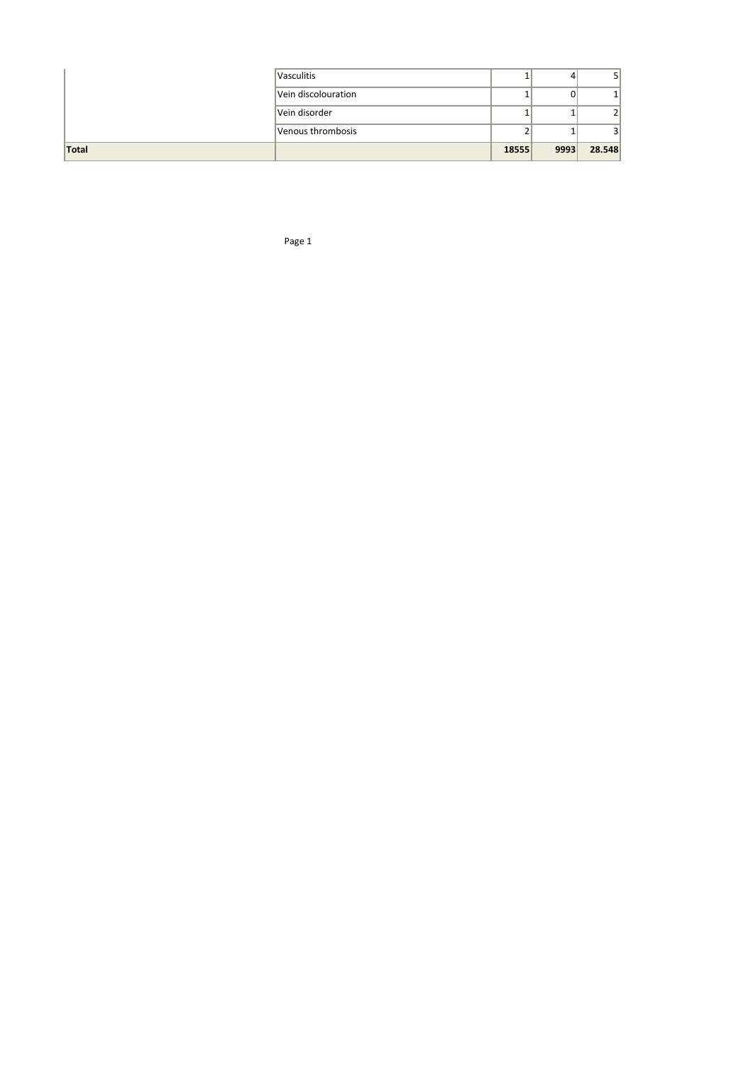| | | | | |
|---|---|---|---|---|
| | Vasculitis | 1 | 4 | 5 |
| | Vein discolouration | 1 | 0 | 1 |
| | Vein disorder | 1 | 1 | 2 |
| | Venous thrombosis | 2 | 1 | 3 |
| **Total** | | **18555** | **9993** | **28.548** |